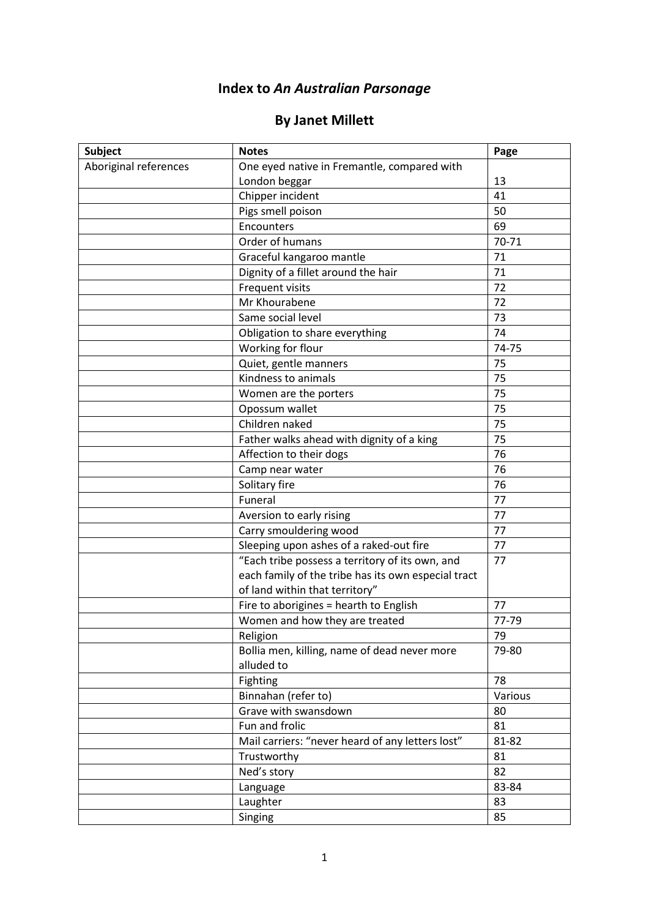# Index to *An Australian Parsonage*

## By Janet Millett

| Subject | Notes | Page |
|---|---|---|
| Aboriginal references | One eyed native in Fremantle, compared with London beggar | 13 |
| | Chipper incident | 41 |
| | Pigs smell poison | 50 |
| | Encounters | 69 |
| | Order of humans | 70-71 |
| | Graceful kangaroo mantle | 71 |
| | Dignity of a fillet around the hair | 71 |
| | Frequent visits | 72 |
| | Mr Khourabene | 72 |
| | Same social level | 73 |
| | Obligation to share everything | 74 |
| | Working for flour | 74-75 |
| | Quiet, gentle manners | 75 |
| | Kindness to animals | 75 |
| | Women are the porters | 75 |
| | Opossum wallet | 75 |
| | Children naked | 75 |
| | Father walks ahead with dignity of a king | 75 |
| | Affection to their dogs | 76 |
| | Camp near water | 76 |
| | Solitary fire | 76 |
| | Funeral | 77 |
| | Aversion to early rising | 77 |
| | Carry smouldering wood | 77 |
| | Sleeping upon ashes of a raked-out fire | 77 |
| | "Each tribe possess a territory of its own, and each family of the tribe has its own especial tract of land within that territory" | 77 |
| | Fire to aborigines = hearth to English | 77 |
| | Women and how they are treated | 77-79 |
| | Religion | 79 |
| | Bollia men, killing, name of dead never more alluded to | 79-80 |
| | Fighting | 78 |
| | Binnahan (refer to) | Various |
| | Grave with swansdown | 80 |
| | Fun and frolic | 81 |
| | Mail carriers: "never heard of any letters lost" | 81-82 |
| | Trustworthy | 81 |
| | Ned's story | 82 |
| | Language | 83-84 |
| | Laughter | 83 |
| | Singing | 85 |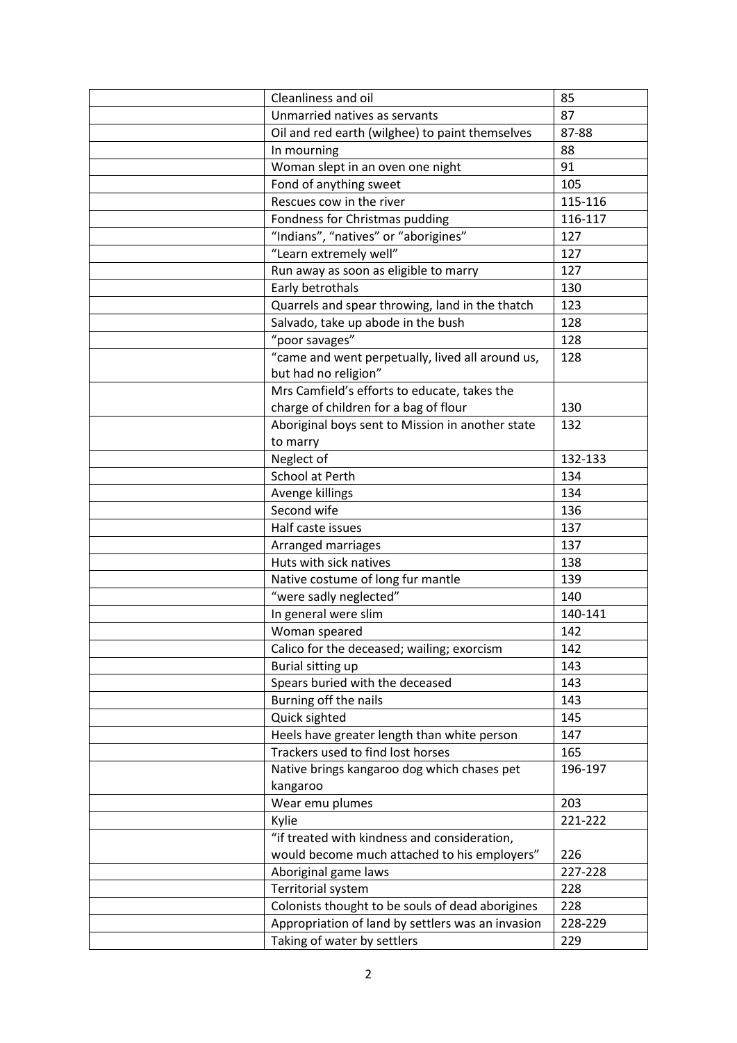| | | |
|---|---|---|
| | Cleanliness and oil | 85 |
| | Unmarried natives as servants | 87 |
| | Oil and red earth (wilghee) to paint themselves | 87-88 |
| | In mourning | 88 |
| | Woman slept in an oven one night | 91 |
| | Fond of anything sweet | 105 |
| | Rescues cow in the river | 115-116 |
| | Fondness for Christmas pudding | 116-117 |
| | "Indians", "natives" or "aborigines" | 127 |
| | "Learn extremely well" | 127 |
| | Run away as soon as eligible to marry | 127 |
| | Early betrothals | 130 |
| | Quarrels and spear throwing, land in the thatch | 123 |
| | Salvado, take up abode in the bush | 128 |
| | "poor savages" | 128 |
| | "came and went perpetually, lived all around us, but had no religion" | 128 |
| | Mrs Camfield's efforts to educate, takes the charge of children for a bag of flour | 130 |
| | Aboriginal boys sent to Mission in another state to marry | 132 |
| | Neglect of | 132-133 |
| | School at Perth | 134 |
| | Avenge killings | 134 |
| | Second wife | 136 |
| | Half caste issues | 137 |
| | Arranged marriages | 137 |
| | Huts with sick natives | 138 |
| | Native costume of long fur mantle | 139 |
| | "were sadly neglected" | 140 |
| | In general were slim | 140-141 |
| | Woman speared | 142 |
| | Calico for the deceased; wailing; exorcism | 142 |
| | Burial sitting up | 143 |
| | Spears buried with the deceased | 143 |
| | Burning off the nails | 143 |
| | Quick sighted | 145 |
| | Heels have greater length than white person | 147 |
| | Trackers used to find lost horses | 165 |
| | Native brings kangaroo dog which chases pet kangaroo | 196-197 |
| | Wear emu plumes | 203 |
| | Kylie | 221-222 |
| | "if treated with kindness and consideration, would become much attached to his employers" | 226 |
| | Aboriginal game laws | 227-228 |
| | Territorial system | 228 |
| | Colonists thought to be souls of dead aborigines | 228 |
| | Appropriation of land by settlers was an invasion | 228-229 |
| | Taking of water by settlers | 229 |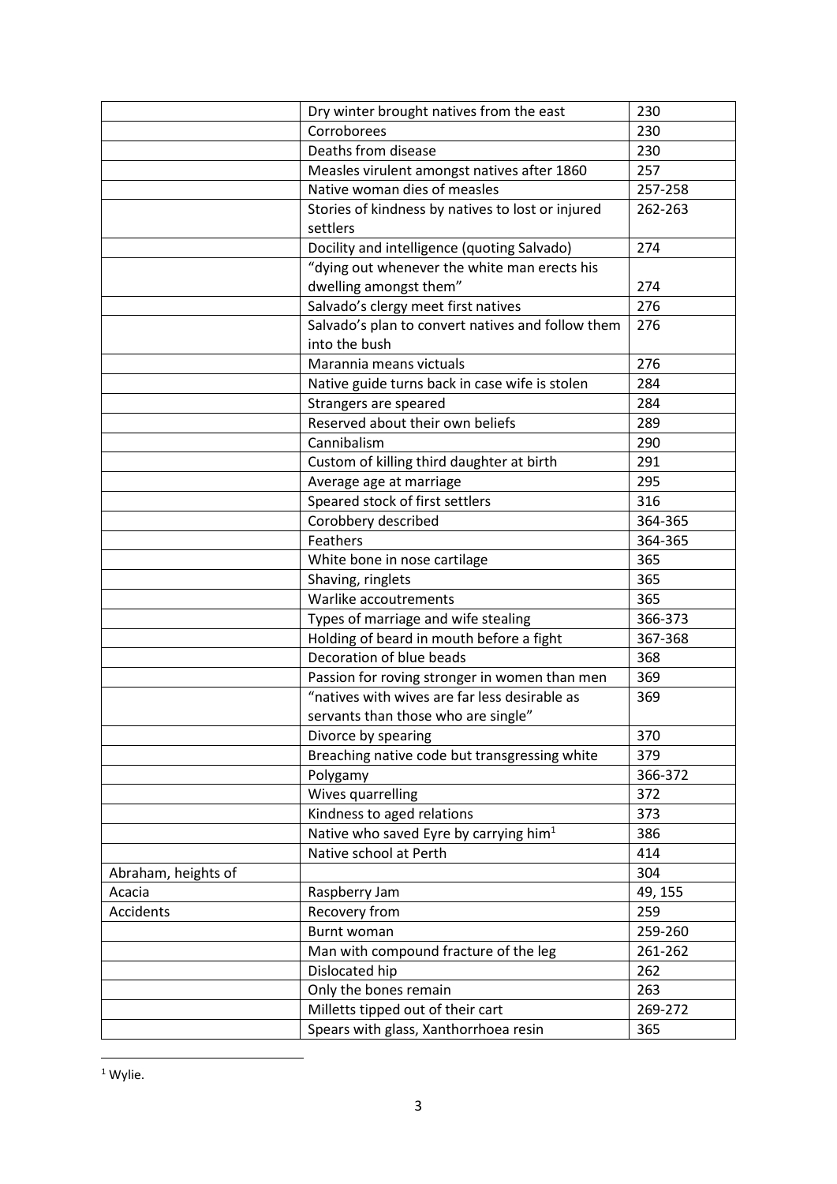| | | |
|---|---|---|
| | Dry winter brought natives from the east | 230 |
| | Corroborees | 230 |
| | Deaths from disease | 230 |
| | Measles virulent amongst natives after 1860 | 257 |
| | Native woman dies of measles | 257-258 |
| | Stories of kindness by natives to lost or injured settlers | 262-263 |
| | Docility and intelligence (quoting Salvado) | 274 |
| | "dying out whenever the white man erects his dwelling amongst them" | 274 |
| | Salvado's clergy meet first natives | 276 |
| | Salvado's plan to convert natives and follow them into the bush | 276 |
| | Marannia means victuals | 276 |
| | Native guide turns back in case wife is stolen | 284 |
| | Strangers are speared | 284 |
| | Reserved about their own beliefs | 289 |
| | Cannibalism | 290 |
| | Custom of killing third daughter at birth | 291 |
| | Average age at marriage | 295 |
| | Speared stock of first settlers | 316 |
| | Corobbery described | 364-365 |
| | Feathers | 364-365 |
| | White bone in nose cartilage | 365 |
| | Shaving, ringlets | 365 |
| | Warlike accoutrements | 365 |
| | Types of marriage and wife stealing | 366-373 |
| | Holding of beard in mouth before a fight | 367-368 |
| | Decoration of blue beads | 368 |
| | Passion for roving stronger in women than men | 369 |
| | "natives with wives are far less desirable as servants than those who are single" | 369 |
| | Divorce by spearing | 370 |
| | Breaching native code but transgressing white | 379 |
| | Polygamy | 366-372 |
| | Wives quarrelling | 372 |
| | Kindness to aged relations | 373 |
| | Native who saved Eyre by carrying him[1] | 386 |
| | Native school at Perth | 414 |
| Abraham, heights of | | 304 |
| Acacia | Raspberry Jam | 49, 155 |
| Accidents | Recovery from | 259 |
| | Burnt woman | 259-260 |
| | Man with compound fracture of the leg | 261-262 |
| | Dislocated hip | 262 |
| | Only the bones remain | 263 |
| | Milletts tipped out of their cart | 269-272 |
| | Spears with glass, Xanthorrhoea resin | 365 |

[1] Wylie.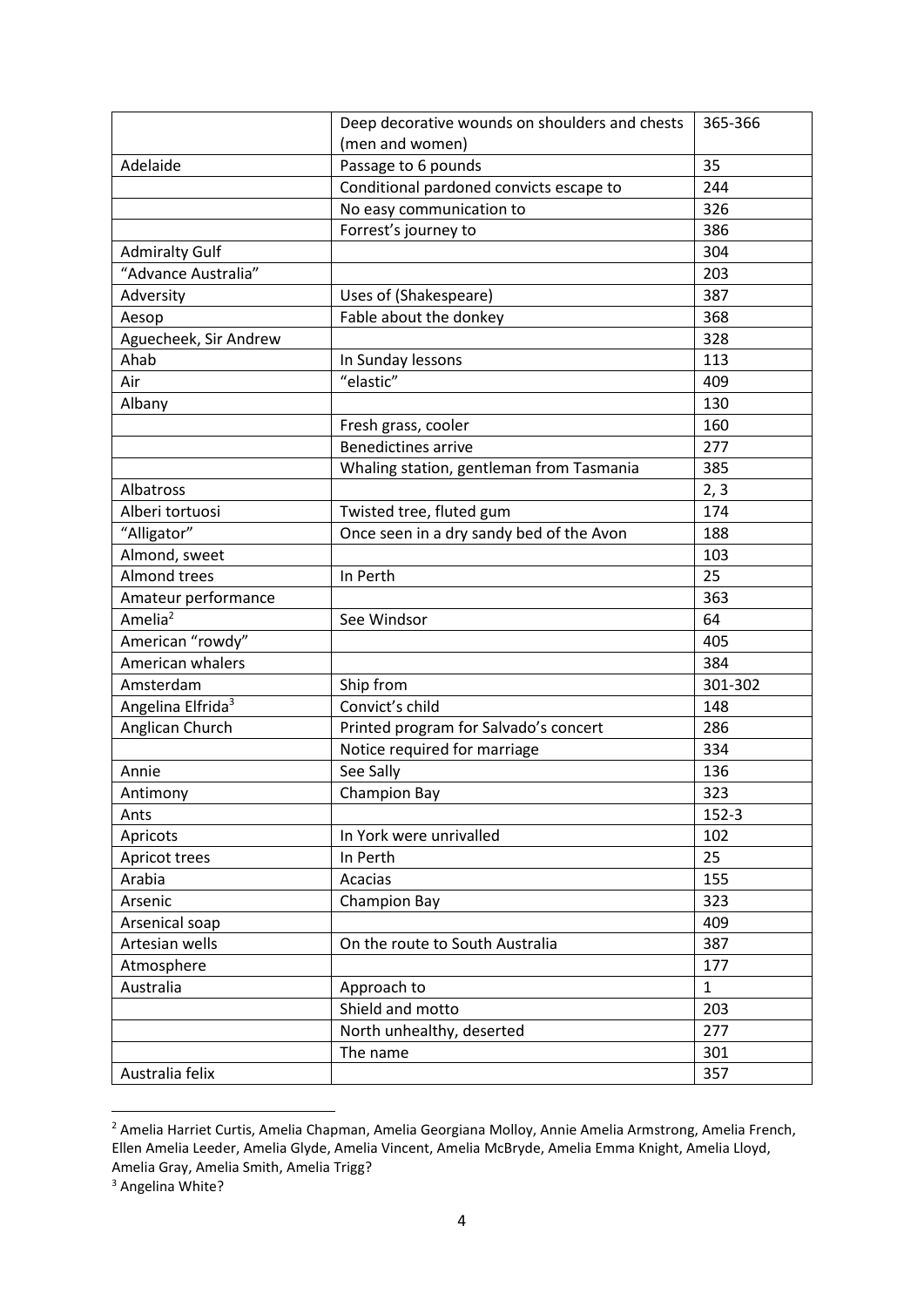| | | |
|---|---|---|
| | Deep decorative wounds on shoulders and chests (men and women) | 365-366 |
| Adelaide | Passage to 6 pounds | 35 |
| | Conditional pardoned convicts escape to | 244 |
| | No easy communication to | 326 |
| | Forrest's journey to | 386 |
| Admiralty Gulf | | 304 |
| "Advance Australia" | | 203 |
| Adversity | Uses of (Shakespeare) | 387 |
| Aesop | Fable about the donkey | 368 |
| Aguecheek, Sir Andrew | | 328 |
| Ahab | In Sunday lessons | 113 |
| Air | "elastic" | 409 |
| Albany | | 130 |
| | Fresh grass, cooler | 160 |
| | Benedictines arrive | 277 |
| | Whaling station, gentleman from Tasmania | 385 |
| Albatross | | 2, 3 |
| Alberi tortuosi | Twisted tree, fluted gum | 174 |
| "Alligator" | Once seen in a dry sandy bed of the Avon | 188 |
| Almond, sweet | | 103 |
| Almond trees | In Perth | 25 |
| Amateur performance | | 363 |
| Amelia[2] | See Windsor | 64 |
| American "rowdy" | | 405 |
| American whalers | | 384 |
| Amsterdam | Ship from | 301-302 |
| Angelina Elfrida[3] | Convict's child | 148 |
| Anglican Church | Printed program for Salvado's concert | 286 |
| | Notice required for marriage | 334 |
| Annie | See Sally | 136 |
| Antimony | Champion Bay | 323 |
| Ants | | 152-3 |
| Apricots | In York were unrivalled | 102 |
| Apricot trees | In Perth | 25 |
| Arabia | Acacias | 155 |
| Arsenic | Champion Bay | 323 |
| Arsenical soap | | 409 |
| Artesian wells | On the route to South Australia | 387 |
| Atmosphere | | 177 |
| Australia | Approach to | 1 |
| | Shield and motto | 203 |
| | North unhealthy, deserted | 277 |
| | The name | 301 |
| Australia felix | | 357 |

[2] Amelia Harriet Curtis, Amelia Chapman, Amelia Georgiana Molloy, Annie Amelia Armstrong, Amelia French, Ellen Amelia Leeder, Amelia Glyde, Amelia Vincent, Amelia McBryde, Amelia Emma Knight, Amelia Lloyd, Amelia Gray, Amelia Smith, Amelia Trigg?

[3] Angelina White?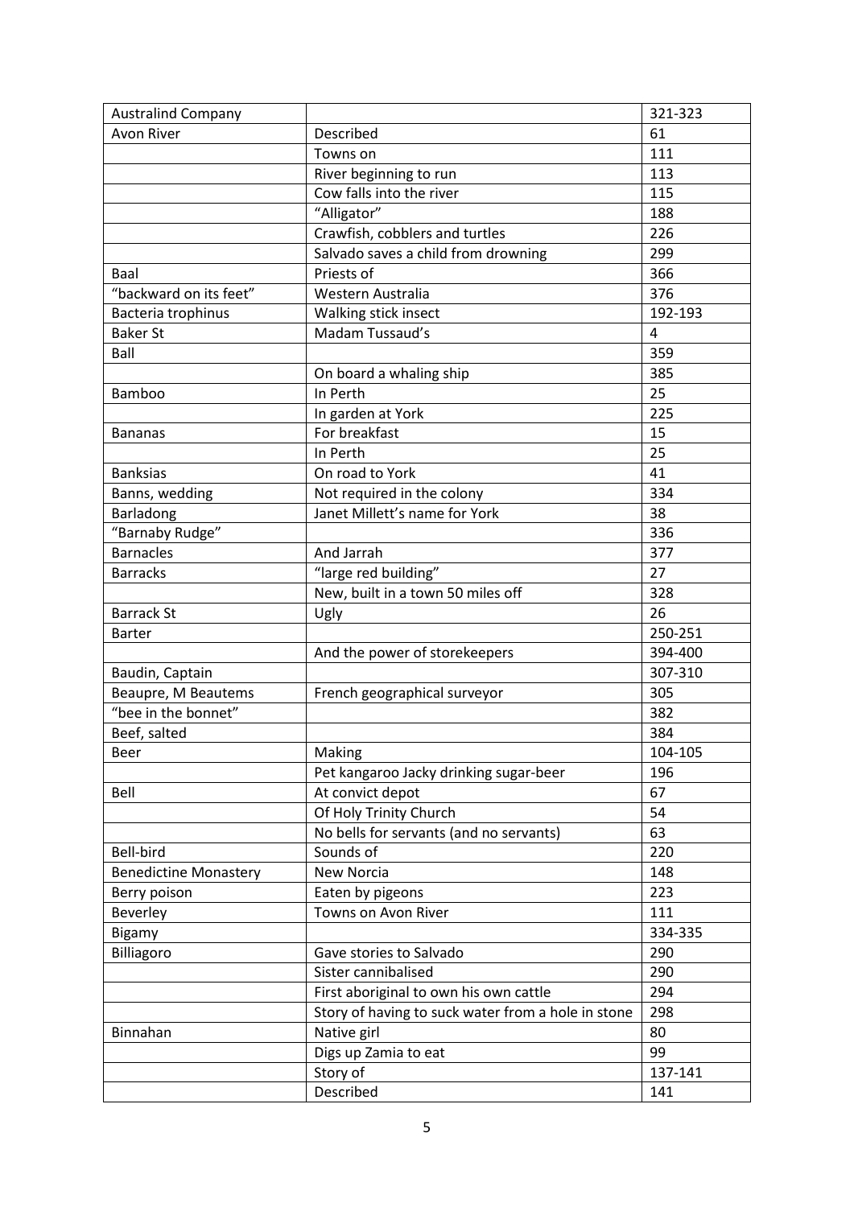| Australind Company | | 321-323 |
|---|---|---|
| Avon River | Described | 61 |
| | Towns on | 111 |
| | River beginning to run | 113 |
| | Cow falls into the river | 115 |
| | "Alligator" | 188 |
| | Crawfish, cobblers and turtles | 226 |
| | Salvado saves a child from drowning | 299 |
| Baal | Priests of | 366 |
| "backward on its feet" | Western Australia | 376 |
| Bacteria trophinus | Walking stick insect | 192-193 |
| Baker St | Madam Tussaud's | 4 |
| Ball | | 359 |
| | On board a whaling ship | 385 |
| Bamboo | In Perth | 25 |
| | In garden at York | 225 |
| Bananas | For breakfast | 15 |
| | In Perth | 25 |
| Banksias | On road to York | 41 |
| Banns, wedding | Not required in the colony | 334 |
| Barladong | Janet Millett's name for York | 38 |
| "Barnaby Rudge" | | 336 |
| Barnacles | And Jarrah | 377 |
| Barracks | "large red building" | 27 |
| | New, built in a town 50 miles off | 328 |
| Barrack St | Ugly | 26 |
| Barter | | 250-251 |
| | And the power of storekeepers | 394-400 |
| Baudin, Captain | | 307-310 |
| Beaupre, M Beautems | French geographical surveyor | 305 |
| "bee in the bonnet" | | 382 |
| Beef, salted | | 384 |
| Beer | Making | 104-105 |
| | Pet kangaroo Jacky drinking sugar-beer | 196 |
| Bell | At convict depot | 67 |
| | Of Holy Trinity Church | 54 |
| | No bells for servants (and no servants) | 63 |
| Bell-bird | Sounds of | 220 |
| Benedictine Monastery | New Norcia | 148 |
| Berry poison | Eaten by pigeons | 223 |
| Beverley | Towns on Avon River | 111 |
| Bigamy | | 334-335 |
| Billiagoro | Gave stories to Salvado | 290 |
| | Sister cannibalised | 290 |
| | First aboriginal to own his own cattle | 294 |
| | Story of having to suck water from a hole in stone | 298 |
| Binnahan | Native girl | 80 |
| | Digs up Zamia to eat | 99 |
| | Story of | 137-141 |
| | Described | 141 |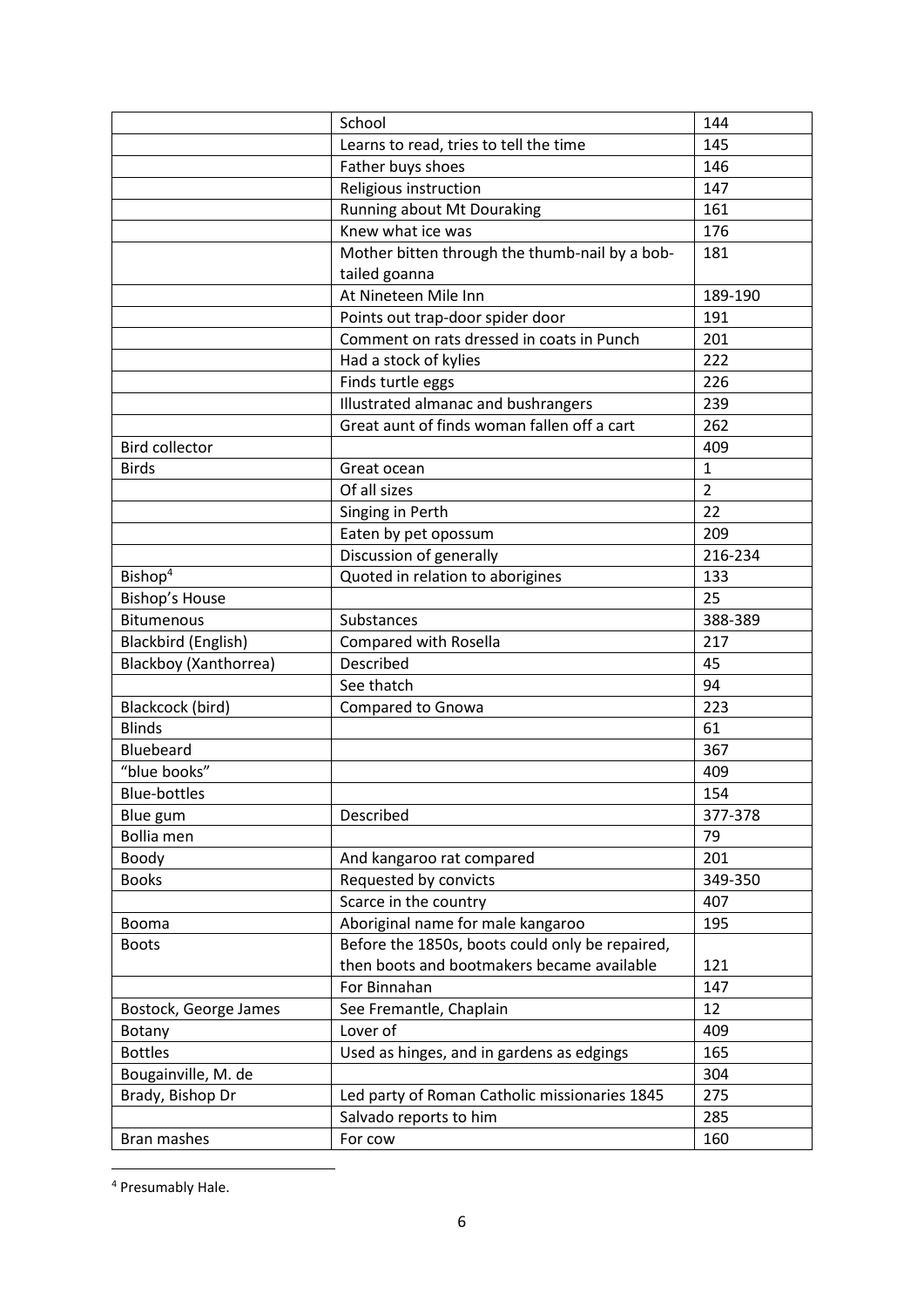| | | |
|---|---|---|
| | School | 144 |
| | Learns to read, tries to tell the time | 145 |
| | Father buys shoes | 146 |
| | Religious instruction | 147 |
| | Running about Mt Douraking | 161 |
| | Knew what ice was | 176 |
| | Mother bitten through the thumb-nail by a bob-tailed goanna | 181 |
| | At Nineteen Mile Inn | 189-190 |
| | Points out trap-door spider door | 191 |
| | Comment on rats dressed in coats in Punch | 201 |
| | Had a stock of kylies | 222 |
| | Finds turtle eggs | 226 |
| | Illustrated almanac and bushrangers | 239 |
| | Great aunt of finds woman fallen off a cart | 262 |
| Bird collector | | 409 |
| Birds | Great ocean | 1 |
| | Of all sizes | 2 |
| | Singing in Perth | 22 |
| | Eaten by pet opossum | 209 |
| | Discussion of generally | 216-234 |
| Bishop[4] | Quoted in relation to aborigines | 133 |
| Bishop's House | | 25 |
| Bitumenous | Substances | 388-389 |
| Blackbird (English) | Compared with Rosella | 217 |
| Blackboy (Xanthorrea) | Described | 45 |
| | See thatch | 94 |
| Blackcock (bird) | Compared to Gnowa | 223 |
| Blinds | | 61 |
| Bluebeard | | 367 |
| "blue books" | | 409 |
| Blue-bottles | | 154 |
| Blue gum | Described | 377-378 |
| Bollia men | | 79 |
| Boody | And kangaroo rat compared | 201 |
| Books | Requested by convicts | 349-350 |
| | Scarce in the country | 407 |
| Booma | Aboriginal name for male kangaroo | 195 |
| Boots | Before the 1850s, boots could only be repaired, then boots and bootmakers became available | 121 |
| | For Binnahan | 147 |
| Bostock, George James | See Fremantle, Chaplain | 12 |
| Botany | Lover of | 409 |
| Bottles | Used as hinges, and in gardens as edgings | 165 |
| Bougainville, M. de | | 304 |
| Brady, Bishop Dr | Led party of Roman Catholic missionaries 1845 | 275 |
| | Salvado reports to him | 285 |
| Bran mashes | For cow | 160 |

[4] Presumably Hale.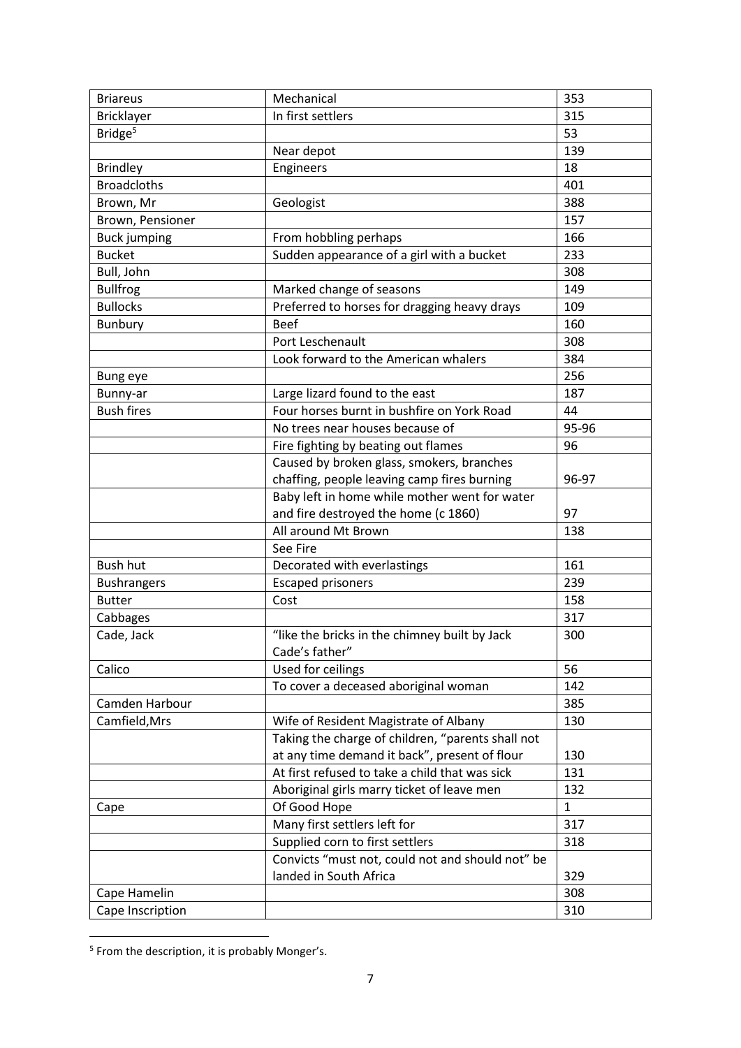| | | |
|---|---|---|
| Briareus | Mechanical | 353 |
| Bricklayer | In first settlers | 315 |
| Bridge[5] | | 53 |
| | Near depot | 139 |
| Brindley | Engineers | 18 |
| Broadcloths | | 401 |
| Brown, Mr | Geologist | 388 |
| Brown, Pensioner | | 157 |
| Buck jumping | From hobbling perhaps | 166 |
| Bucket | Sudden appearance of a girl with a bucket | 233 |
| Bull, John | | 308 |
| Bullfrog | Marked change of seasons | 149 |
| Bullocks | Preferred to horses for dragging heavy drays | 109 |
| Bunbury | Beef | 160 |
| | Port Leschenault | 308 |
| | Look forward to the American whalers | 384 |
| Bung eye | | 256 |
| Bunny-ar | Large lizard found to the east | 187 |
| Bush fires | Four horses burnt in bushfire on York Road | 44 |
| | No trees near houses because of | 95-96 |
| | Fire fighting by beating out flames | 96 |
| | Caused by broken glass, smokers, branches chaffing, people leaving camp fires burning | 96-97 |
| | Baby left in home while mother went for water and fire destroyed the home (c 1860) | 97 |
| | All around Mt Brown | 138 |
| | See Fire | |
| Bush hut | Decorated with everlastings | 161 |
| Bushrangers | Escaped prisoners | 239 |
| Butter | Cost | 158 |
| Cabbages | | 317 |
| Cade, Jack | "like the bricks in the chimney built by Jack Cade's father" | 300 |
| Calico | Used for ceilings | 56 |
| | To cover a deceased aboriginal woman | 142 |
| Camden Harbour | | 385 |
| Camfield, Mrs | Wife of Resident Magistrate of Albany | 130 |
| | Taking the charge of children, "parents shall not at any time demand it back", present of flour | 130 |
| | At first refused to take a child that was sick | 131 |
| | Aboriginal girls marry ticket of leave men | 132 |
| Cape | Of Good Hope | 1 |
| | Many first settlers left for | 317 |
| | Supplied corn to first settlers | 318 |
| | Convicts "must not, could not and should not" be landed in South Africa | 329 |
| Cape Hamelin | | 308 |
| Cape Inscription | | 310 |

[5] From the description, it is probably Monger's.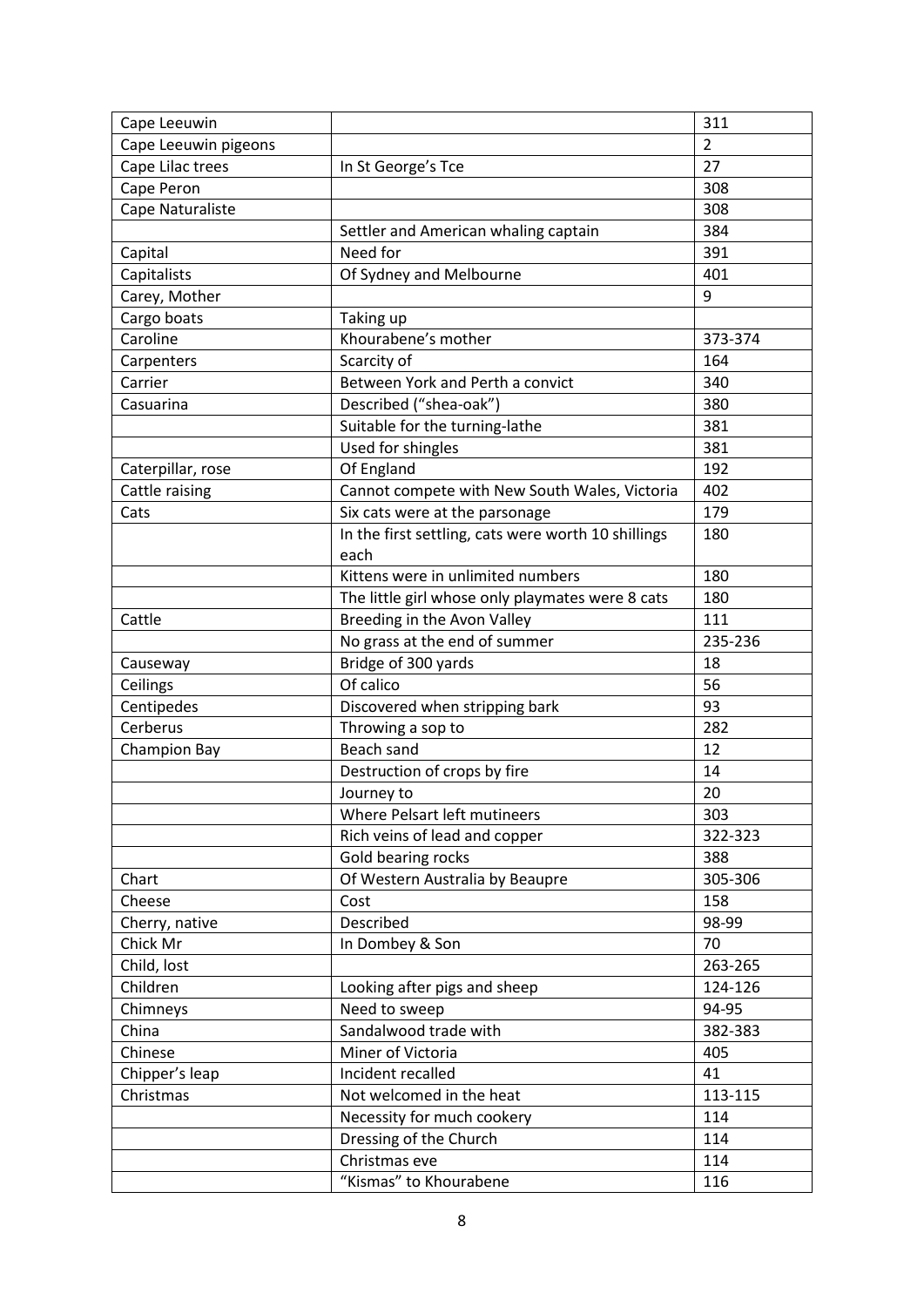| | | |
|---|---|---|
| Cape Leeuwin | | 311 |
| Cape Leeuwin pigeons | | 2 |
| Cape Lilac trees | In St George's Tce | 27 |
| Cape Peron | | 308 |
| Cape Naturaliste | | 308 |
| | Settler and American whaling captain | 384 |
| Capital | Need for | 391 |
| Capitalists | Of Sydney and Melbourne | 401 |
| Carey, Mother | | 9 |
| Cargo boats | Taking up | |
| Caroline | Khourabene's mother | 373-374 |
| Carpenters | Scarcity of | 164 |
| Carrier | Between York and Perth a convict | 340 |
| Casuarina | Described ("shea-oak") | 380 |
| | Suitable for the turning-lathe | 381 |
| | Used for shingles | 381 |
| Caterpillar, rose | Of England | 192 |
| Cattle raising | Cannot compete with New South Wales, Victoria | 402 |
| Cats | Six cats were at the parsonage | 179 |
| | In the first settling, cats were worth 10 shillings each | 180 |
| | Kittens were in unlimited numbers | 180 |
| | The little girl whose only playmates were 8 cats | 180 |
| Cattle | Breeding in the Avon Valley | 111 |
| | No grass at the end of summer | 235-236 |
| Causeway | Bridge of 300 yards | 18 |
| Ceilings | Of calico | 56 |
| Centipedes | Discovered when stripping bark | 93 |
| Cerberus | Throwing a sop to | 282 |
| Champion Bay | Beach sand | 12 |
| | Destruction of crops by fire | 14 |
| | Journey to | 20 |
| | Where Pelsart left mutineers | 303 |
| | Rich veins of lead and copper | 322-323 |
| | Gold bearing rocks | 388 |
| Chart | Of Western Australia by Beaupre | 305-306 |
| Cheese | Cost | 158 |
| Cherry, native | Described | 98-99 |
| Chick Mr | In Dombey & Son | 70 |
| Child, lost | | 263-265 |
| Children | Looking after pigs and sheep | 124-126 |
| Chimneys | Need to sweep | 94-95 |
| China | Sandalwood trade with | 382-383 |
| Chinese | Miner of Victoria | 405 |
| Chipper's leap | Incident recalled | 41 |
| Christmas | Not welcomed in the heat | 113-115 |
| | Necessity for much cookery | 114 |
| | Dressing of the Church | 114 |
| | Christmas eve | 114 |
| | "Kismas" to Khourabene | 116 |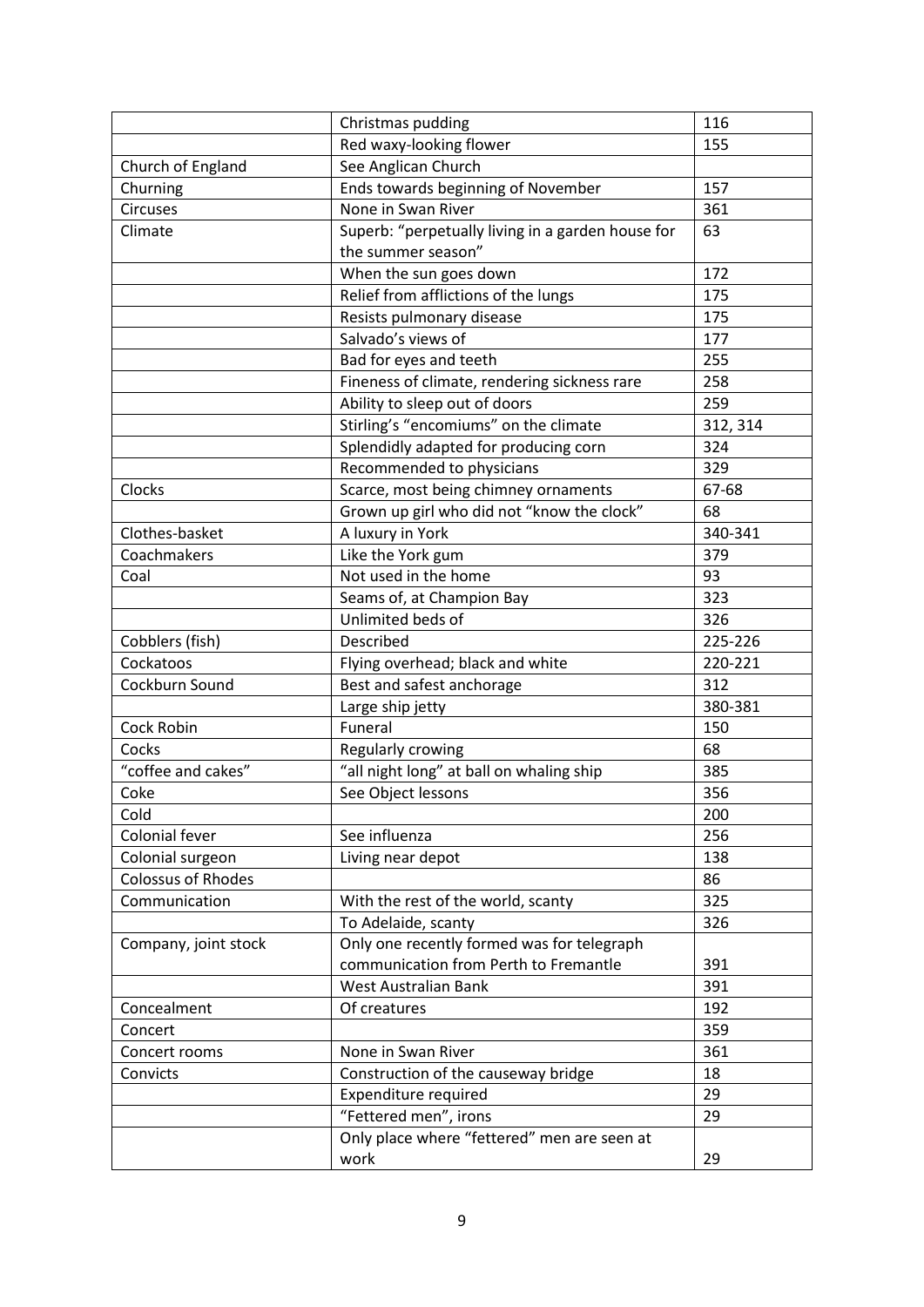| | | |
|---|---|---|
| | Christmas pudding | 116 |
| | Red waxy-looking flower | 155 |
| Church of England | See Anglican Church | |
| Churning | Ends towards beginning of November | 157 |
| Circuses | None in Swan River | 361 |
| Climate | Superb: "perpetually living in a garden house for the summer season" | 63 |
| | When the sun goes down | 172 |
| | Relief from afflictions of the lungs | 175 |
| | Resists pulmonary disease | 175 |
| | Salvado's views of | 177 |
| | Bad for eyes and teeth | 255 |
| | Fineness of climate, rendering sickness rare | 258 |
| | Ability to sleep out of doors | 259 |
| | Stirling's "encomiums" on the climate | 312, 314 |
| | Splendidly adapted for producing corn | 324 |
| | Recommended to physicians | 329 |
| Clocks | Scarce, most being chimney ornaments | 67-68 |
| | Grown up girl who did not "know the clock" | 68 |
| Clothes-basket | A luxury in York | 340-341 |
| Coachmakers | Like the York gum | 379 |
| Coal | Not used in the home | 93 |
| | Seams of, at Champion Bay | 323 |
| | Unlimited beds of | 326 |
| Cobblers (fish) | Described | 225-226 |
| Cockatoos | Flying overhead; black and white | 220-221 |
| Cockburn Sound | Best and safest anchorage | 312 |
| | Large ship jetty | 380-381 |
| Cock Robin | Funeral | 150 |
| Cocks | Regularly crowing | 68 |
| "coffee and cakes" | "all night long" at ball on whaling ship | 385 |
| Coke | See Object lessons | 356 |
| Cold | | 200 |
| Colonial fever | See influenza | 256 |
| Colonial surgeon | Living near depot | 138 |
| Colossus of Rhodes | | 86 |
| Communication | With the rest of the world, scanty | 325 |
| | To Adelaide, scanty | 326 |
| Company, joint stock | Only one recently formed was for telegraph communication from Perth to Fremantle | 391 |
| | West Australian Bank | 391 |
| Concealment | Of creatures | 192 |
| Concert | | 359 |
| Concert rooms | None in Swan River | 361 |
| Convicts | Construction of the causeway bridge | 18 |
| | Expenditure required | 29 |
| | "Fettered men", irons | 29 |
| | Only place where "fettered" men are seen at work | 29 |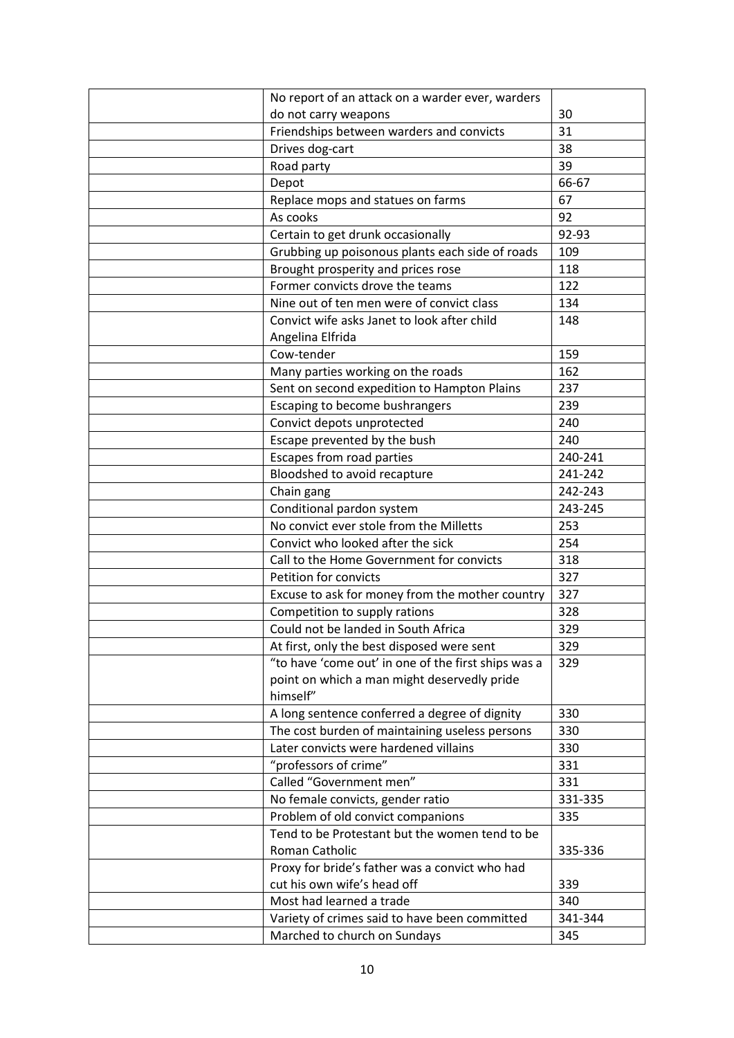| | | |
|---|---|---|
| | No report of an attack on a warder ever, warders do not carry weapons | 30 |
| | Friendships between warders and convicts | 31 |
| | Drives dog-cart | 38 |
| | Road party | 39 |
| | Depot | 66-67 |
| | Replace mops and statues on farms | 67 |
| | As cooks | 92 |
| | Certain to get drunk occasionally | 92-93 |
| | Grubbing up poisonous plants each side of roads | 109 |
| | Brought prosperity and prices rose | 118 |
| | Former convicts drove the teams | 122 |
| | Nine out of ten men were of convict class | 134 |
| | Convict wife asks Janet to look after child Angelina Elfrida | 148 |
| | Cow-tender | 159 |
| | Many parties working on the roads | 162 |
| | Sent on second expedition to Hampton Plains | 237 |
| | Escaping to become bushrangers | 239 |
| | Convict depots unprotected | 240 |
| | Escape prevented by the bush | 240 |
| | Escapes from road parties | 240-241 |
| | Bloodshed to avoid recapture | 241-242 |
| | Chain gang | 242-243 |
| | Conditional pardon system | 243-245 |
| | No convict ever stole from the Milletts | 253 |
| | Convict who looked after the sick | 254 |
| | Call to the Home Government for convicts | 318 |
| | Petition for convicts | 327 |
| | Excuse to ask for money from the mother country | 327 |
| | Competition to supply rations | 328 |
| | Could not be landed in South Africa | 329 |
| | At first, only the best disposed were sent | 329 |
| | "to have 'come out' in one of the first ships was a point on which a man might deservedly pride himself" | 329 |
| | A long sentence conferred a degree of dignity | 330 |
| | The cost burden of maintaining useless persons | 330 |
| | Later convicts were hardened villains | 330 |
| | "professors of crime" | 331 |
| | Called "Government men" | 331 |
| | No female convicts, gender ratio | 331-335 |
| | Problem of old convict companions | 335 |
| | Tend to be Protestant but the women tend to be Roman Catholic | 335-336 |
| | Proxy for bride's father was a convict who had cut his own wife's head off | 339 |
| | Most had learned a trade | 340 |
| | Variety of crimes said to have been committed | 341-344 |
| | Marched to church on Sundays | 345 |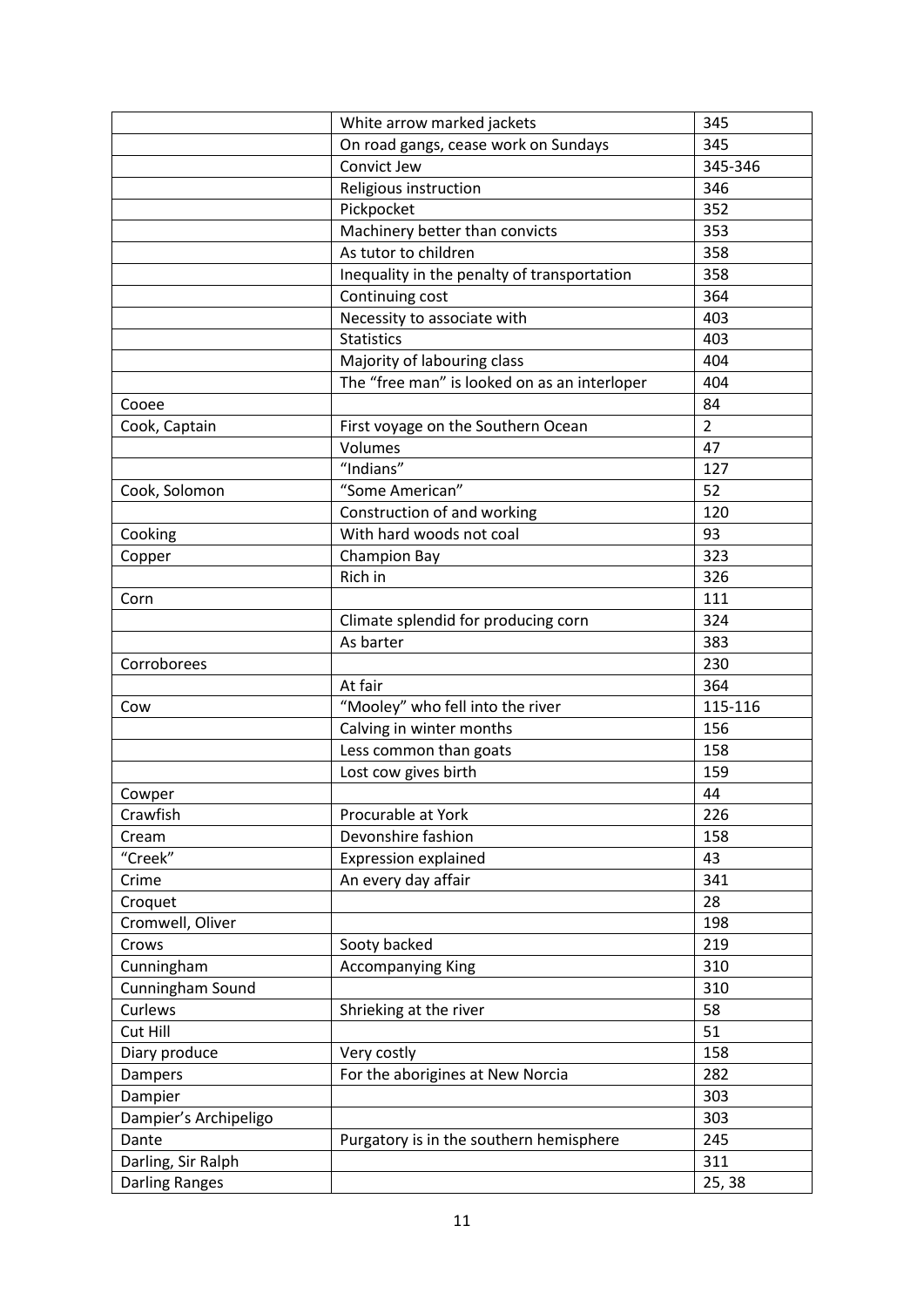| | | |
|---|---|---|
| | White arrow marked jackets | 345 |
| | On road gangs, cease work on Sundays | 345 |
| | Convict Jew | 345-346 |
| | Religious instruction | 346 |
| | Pickpocket | 352 |
| | Machinery better than convicts | 353 |
| | As tutor to children | 358 |
| | Inequality in the penalty of transportation | 358 |
| | Continuing cost | 364 |
| | Necessity to associate with | 403 |
| | Statistics | 403 |
| | Majority of labouring class | 404 |
| | The “free man” is looked on as an interloper | 404 |
| Cooee | | 84 |
| Cook, Captain | First voyage on the Southern Ocean | 2 |
| | Volumes | 47 |
| | “Indians” | 127 |
| Cook, Solomon | “Some American” | 52 |
| | Construction of and working | 120 |
| Cooking | With hard woods not coal | 93 |
| Copper | Champion Bay | 323 |
| | Rich in | 326 |
| Corn | | 111 |
| | Climate splendid for producing corn | 324 |
| | As barter | 383 |
| Corroborees | | 230 |
| | At fair | 364 |
| Cow | “Mooley” who fell into the river | 115-116 |
| | Calving in winter months | 156 |
| | Less common than goats | 158 |
| | Lost cow gives birth | 159 |
| Cowper | | 44 |
| Crawfish | Procurable at York | 226 |
| Cream | Devonshire fashion | 158 |
| “Creek” | Expression explained | 43 |
| Crime | An every day affair | 341 |
| Croquet | | 28 |
| Cromwell, Oliver | | 198 |
| Crows | Sooty backed | 219 |
| Cunningham | Accompanying King | 310 |
| Cunningham Sound | | 310 |
| Curlews | Shrieking at the river | 58 |
| Cut Hill | | 51 |
| Diary produce | Very costly | 158 |
| Dampers | For the aborigines at New Norcia | 282 |
| Dampier | | 303 |
| Dampier’s Archipeligo | | 303 |
| Dante | Purgatory is in the southern hemisphere | 245 |
| Darling, Sir Ralph | | 311 |
| Darling Ranges | | 25, 38 |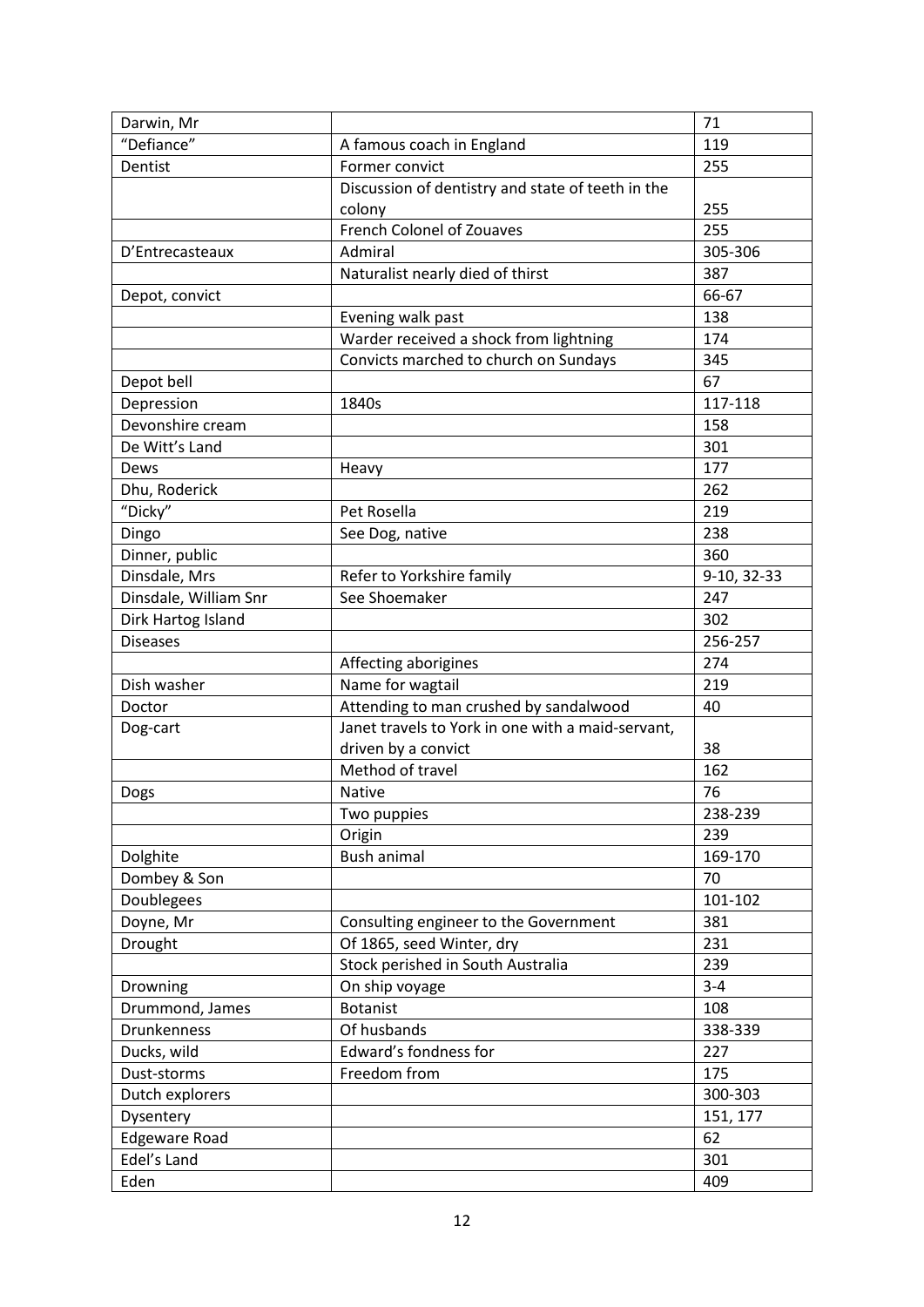| Darwin, Mr | | 71 |
|---|---|---|
| "Defiance" | A famous coach in England | 119 |
| Dentist | Former convict | 255 |
| | Discussion of dentistry and state of teeth in the colony | 255 |
| | French Colonel of Zouaves | 255 |
| D'Entrecasteaux | Admiral | 305-306 |
| | Naturalist nearly died of thirst | 387 |
| Depot, convict | | 66-67 |
| | Evening walk past | 138 |
| | Warder received a shock from lightning | 174 |
| | Convicts marched to church on Sundays | 345 |
| Depot bell | | 67 |
| Depression | 1840s | 117-118 |
| Devonshire cream | | 158 |
| De Witt's Land | | 301 |
| Dews | Heavy | 177 |
| Dhu, Roderick | | 262 |
| "Dicky" | Pet Rosella | 219 |
| Dingo | See Dog, native | 238 |
| Dinner, public | | 360 |
| Dinsdale, Mrs | Refer to Yorkshire family | 9-10, 32-33 |
| Dinsdale, William Snr | See Shoemaker | 247 |
| Dirk Hartog Island | | 302 |
| Diseases | | 256-257 |
| | Affecting aborigines | 274 |
| Dish washer | Name for wagtail | 219 |
| Doctor | Attending to man crushed by sandalwood | 40 |
| Dog-cart | Janet travels to York in one with a maid-servant, driven by a convict | 38 |
| | Method of travel | 162 |
| Dogs | Native | 76 |
| | Two puppies | 238-239 |
| | Origin | 239 |
| Dolghite | Bush animal | 169-170 |
| Dombey & Son | | 70 |
| Doublegees | | 101-102 |
| Doyne, Mr | Consulting engineer to the Government | 381 |
| Drought | Of 1865, seed Winter, dry | 231 |
| | Stock perished in South Australia | 239 |
| Drowning | On ship voyage | 3-4 |
| Drummond, James | Botanist | 108 |
| Drunkenness | Of husbands | 338-339 |
| Ducks, wild | Edward's fondness for | 227 |
| Dust-storms | Freedom from | 175 |
| Dutch explorers | | 300-303 |
| Dysentery | | 151, 177 |
| Edgeware Road | | 62 |
| Edel's Land | | 301 |
| Eden | | 409 |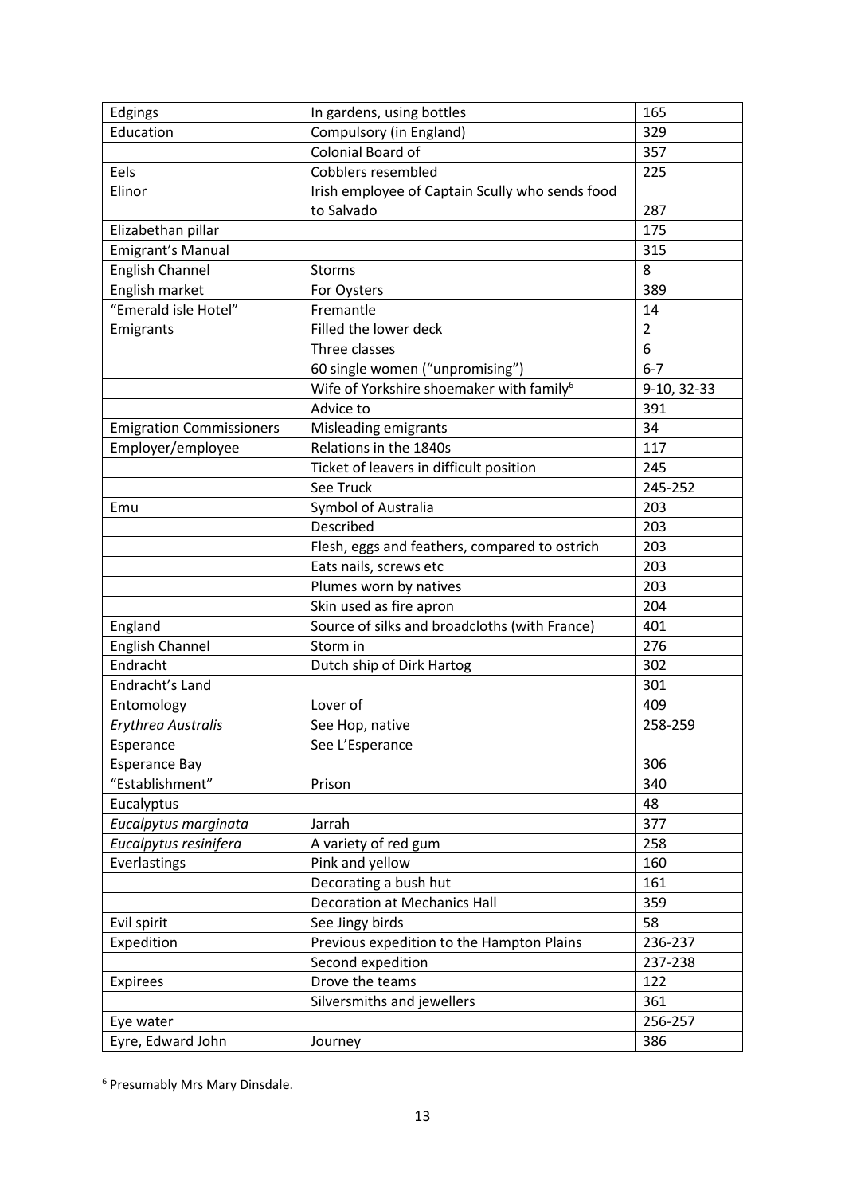| Edgings | In gardens, using bottles | 165 |
|---|---|---|
| Education | Compulsory (in England) | 329 |
| | Colonial Board of | 357 |
| Eels | Cobblers resembled | 225 |
| Elinor | Irish employee of Captain Scully who sends food to Salvado | 287 |
| Elizabethan pillar | | 175 |
| Emigrant's Manual | | 315 |
| English Channel | Storms | 8 |
| English market | For Oysters | 389 |
| "Emerald isle Hotel" | Fremantle | 14 |
| Emigrants | Filled the lower deck | 2 |
| | Three classes | 6 |
| | 60 single women ("unpromising") | 6-7 |
| | Wife of Yorkshire shoemaker with family[6] | 9-10, 32-33 |
| | Advice to | 391 |
| Emigration Commissioners | Misleading emigrants | 34 |
| Employer/employee | Relations in the 1840s | 117 |
| | Ticket of leavers in difficult position | 245 |
| | See Truck | 245-252 |
| Emu | Symbol of Australia | 203 |
| | Described | 203 |
| | Flesh, eggs and feathers, compared to ostrich | 203 |
| | Eats nails, screws etc | 203 |
| | Plumes worn by natives | 203 |
| | Skin used as fire apron | 204 |
| England | Source of silks and broadcloths (with France) | 401 |
| English Channel | Storm in | 276 |
| Endracht | Dutch ship of Dirk Hartog | 302 |
| Endracht's Land | | 301 |
| Entomology | Lover of | 409 |
| *Erythrea Australis* | See Hop, native | 258-259 |
| Esperance | See L'Esperance | |
| Esperance Bay | | 306 |
| "Establishment" | Prison | 340 |
| Eucalyptus | | 48 |
| *Eucalyptus marginata* | Jarrah | 377 |
| *Eucalyptus resinifera* | A variety of red gum | 258 |
| Everlastings | Pink and yellow | 160 |
| | Decorating a bush hut | 161 |
| | Decoration at Mechanics Hall | 359 |
| Evil spirit | See Jingy birds | 58 |
| Expedition | Previous expedition to the Hampton Plains | 236-237 |
| | Second expedition | 237-238 |
| Expirees | Drove the teams | 122 |
| | Silversmiths and jewellers | 361 |
| Eye water | | 256-257 |
| Eyre, Edward John | Journey | 386 |

[6] Presumably Mrs Mary Dinsdale.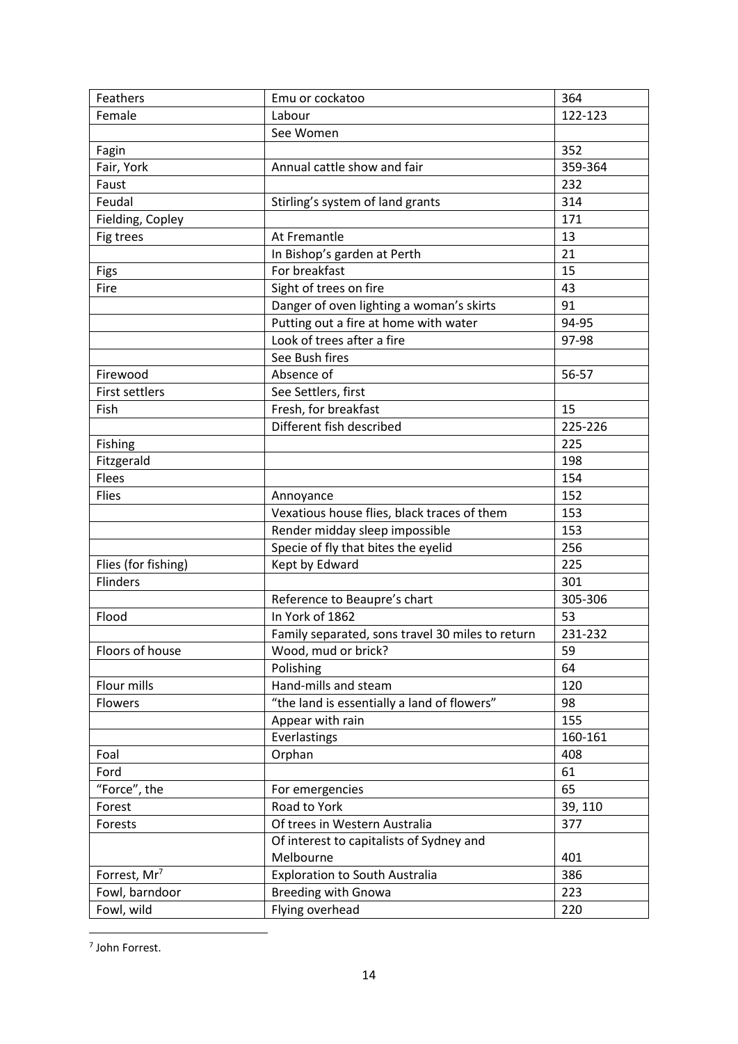| Feathers | Emu or cockatoo | 364 |
|---|---|---|
| Female | Labour | 122-123 |
| | See Women | |
| Fagin | | 352 |
| Fair, York | Annual cattle show and fair | 359-364 |
| Faust | | 232 |
| Feudal | Stirling's system of land grants | 314 |
| Fielding, Copley | | 171 |
| Fig trees | At Fremantle | 13 |
| | In Bishop's garden at Perth | 21 |
| Figs | For breakfast | 15 |
| Fire | Sight of trees on fire | 43 |
| | Danger of oven lighting a woman's skirts | 91 |
| | Putting out a fire at home with water | 94-95 |
| | Look of trees after a fire | 97-98 |
| | See Bush fires | |
| Firewood | Absence of | 56-57 |
| First settlers | See Settlers, first | |
| Fish | Fresh, for breakfast | 15 |
| | Different fish described | 225-226 |
| Fishing | | 225 |
| Fitzgerald | | 198 |
| Flees | | 154 |
| Flies | Annoyance | 152 |
| | Vexatious house flies, black traces of them | 153 |
| | Render midday sleep impossible | 153 |
| | Specie of fly that bites the eyelid | 256 |
| Flies (for fishing) | Kept by Edward | 225 |
| Flinders | | 301 |
| | Reference to Beaupre's chart | 305-306 |
| Flood | In York of 1862 | 53 |
| | Family separated, sons travel 30 miles to return | 231-232 |
| Floors of house | Wood, mud or brick? | 59 |
| | Polishing | 64 |
| Flour mills | Hand-mills and steam | 120 |
| Flowers | "the land is essentially a land of flowers" | 98 |
| | Appear with rain | 155 |
| | Everlastings | 160-161 |
| Foal | Orphan | 408 |
| Ford | | 61 |
| "Force", the | For emergencies | 65 |
| Forest | Road to York | 39, 110 |
| Forests | Of trees in Western Australia | 377 |
| | Of interest to capitalists of Sydney and Melbourne | 401 |
| Forrest, Mr[7] | Exploration to South Australia | 386 |
| Fowl, barndoor | Breeding with Gnowa | 223 |
| Fowl, wild | Flying overhead | 220 |

[7] John Forrest.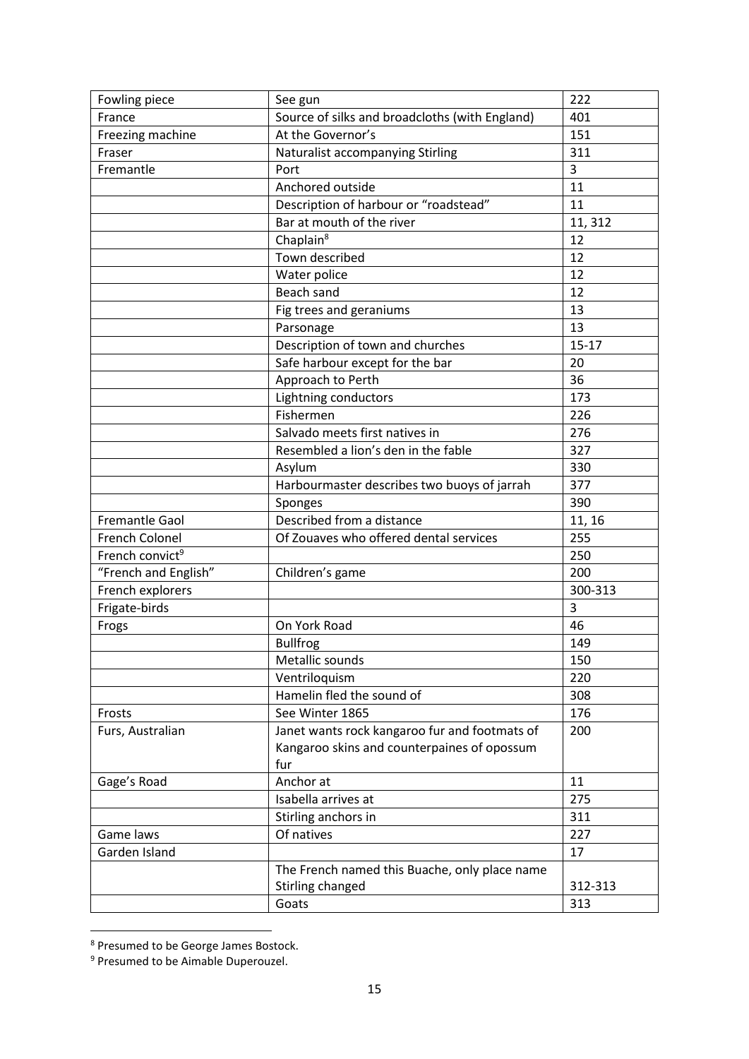| Fowling piece | See gun | 222 |
|---|---|---|
| France | Source of silks and broadcloths (with England) | 401 |
| Freezing machine | At the Governor's | 151 |
| Fraser | Naturalist accompanying Stirling | 311 |
| Fremantle | Port | 3 |
| | Anchored outside | 11 |
| | Description of harbour or "roadstead" | 11 |
| | Bar at mouth of the river | 11, 312 |
| | Chaplain[8] | 12 |
| | Town described | 12 |
| | Water police | 12 |
| | Beach sand | 12 |
| | Fig trees and geraniums | 13 |
| | Parsonage | 13 |
| | Description of town and churches | 15-17 |
| | Safe harbour except for the bar | 20 |
| | Approach to Perth | 36 |
| | Lightning conductors | 173 |
| | Fishermen | 226 |
| | Salvado meets first natives in | 276 |
| | Resembled a lion's den in the fable | 327 |
| | Asylum | 330 |
| | Harbourmaster describes two buoys of jarrah | 377 |
| | Sponges | 390 |
| Fremantle Gaol | Described from a distance | 11, 16 |
| French Colonel | Of Zouaves who offered dental services | 255 |
| French convict[9] | | 250 |
| "French and English" | Children's game | 200 |
| French explorers | | 300-313 |
| Frigate-birds | | 3 |
| Frogs | On York Road | 46 |
| | Bullfrog | 149 |
| | Metallic sounds | 150 |
| | Ventriloquism | 220 |
| | Hamelin fled the sound of | 308 |
| Frosts | See Winter 1865 | 176 |
| Furs, Australian | Janet wants rock kangaroo fur and footmats of Kangaroo skins and counterpaines of opossum fur | 200 |
| Gage's Road | Anchor at | 11 |
| | Isabella arrives at | 275 |
| | Stirling anchors in | 311 |
| Game laws | Of natives | 227 |
| Garden Island | | 17 |
| | The French named this Buache, only place name Stirling changed | 312-313 |
| | Goats | 313 |

[8] Presumed to be George James Bostock.

[9] Presumed to be Aimable Duperouzel.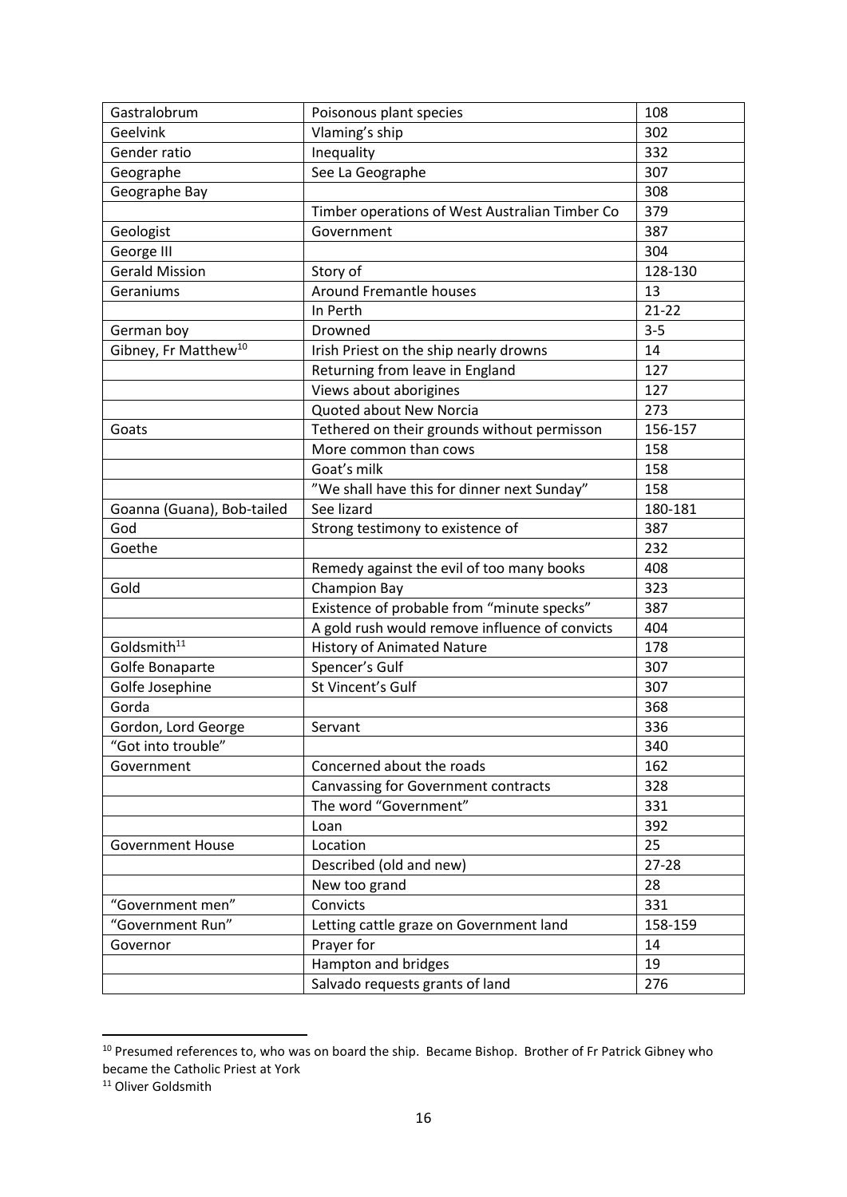| Gastralobrum | Poisonous plant species | 108 |
|---|---|---|
| Geelvink | Vlaming's ship | 302 |
| Gender ratio | Inequality | 332 |
| Geographe | See La Geographe | 307 |
| Geographe Bay | | 308 |
| | Timber operations of West Australian Timber Co | 379 |
| Geologist | Government | 387 |
| George III | | 304 |
| Gerald Mission | Story of | 128-130 |
| Geraniums | Around Fremantle houses | 13 |
| | In Perth | 21-22 |
| German boy | Drowned | 3-5 |
| Gibney, Fr Matthew[10] | Irish Priest on the ship nearly drowns | 14 |
| | Returning from leave in England | 127 |
| | Views about aborigines | 127 |
| | Quoted about New Norcia | 273 |
| Goats | Tethered on their grounds without permisson | 156-157 |
| | More common than cows | 158 |
| | Goat's milk | 158 |
| | "We shall have this for dinner next Sunday" | 158 |
| Goanna (Guana), Bob-tailed | See lizard | 180-181 |
| God | Strong testimony to existence of | 387 |
| Goethe | | 232 |
| | Remedy against the evil of too many books | 408 |
| Gold | Champion Bay | 323 |
| | Existence of probable from "minute specks" | 387 |
| | A gold rush would remove influence of convicts | 404 |
| Goldsmith[11] | History of Animated Nature | 178 |
| Golfe Bonaparte | Spencer's Gulf | 307 |
| Golfe Josephine | St Vincent's Gulf | 307 |
| Gorda | | 368 |
| Gordon, Lord George | Servant | 336 |
| "Got into trouble" | | 340 |
| Government | Concerned about the roads | 162 |
| | Canvassing for Government contracts | 328 |
| | The word "Government" | 331 |
| | Loan | 392 |
| Government House | Location | 25 |
| | Described (old and new) | 27-28 |
| | New too grand | 28 |
| "Government men" | Convicts | 331 |
| "Government Run" | Letting cattle graze on Government land | 158-159 |
| Governor | Prayer for | 14 |
| | Hampton and bridges | 19 |
| | Salvado requests grants of land | 276 |

[10] Presumed references to, who was on board the ship. Became Bishop. Brother of Fr Patrick Gibney who became the Catholic Priest at York

[11] Oliver Goldsmith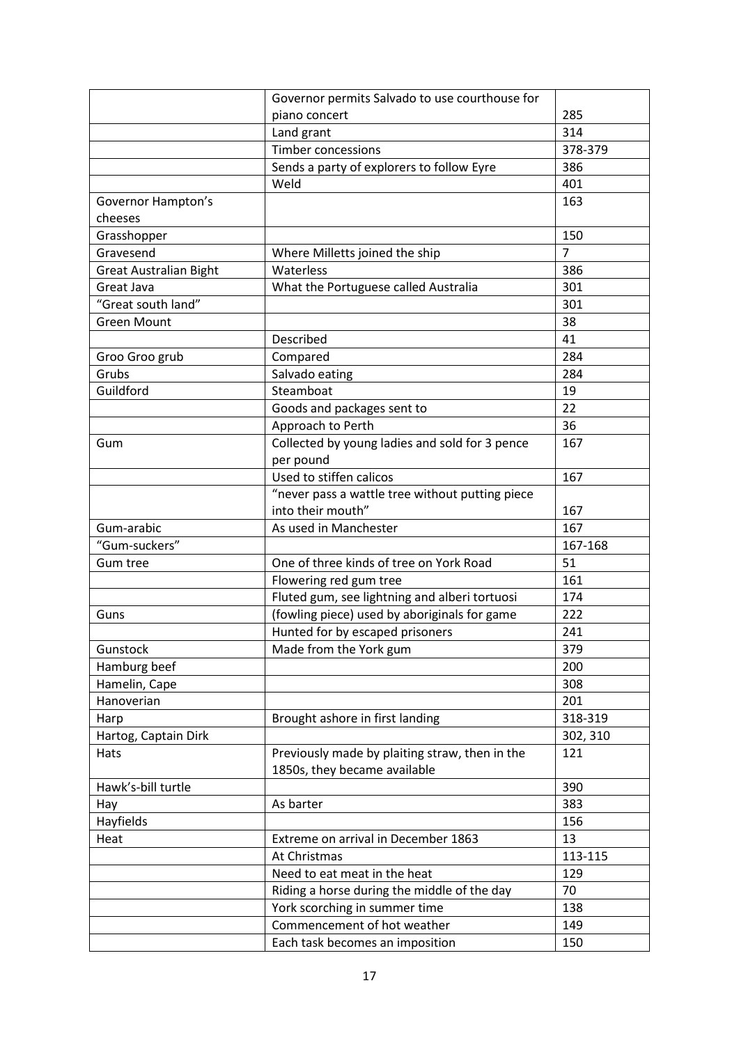| | | |
|---|---|---|
| | Governor permits Salvado to use courthouse for piano concert | 285 |
| | Land grant | 314 |
| | Timber concessions | 378-379 |
| | Sends a party of explorers to follow Eyre | 386 |
| | Weld | 401 |
| Governor Hampton's cheeses | | 163 |
| Grasshopper | | 150 |
| Gravesend | Where Milletts joined the ship | 7 |
| Great Australian Bight | Waterless | 386 |
| Great Java | What the Portuguese called Australia | 301 |
| "Great south land" | | 301 |
| Green Mount | | 38 |
| | Described | 41 |
| Groo Groo grub | Compared | 284 |
| Grubs | Salvado eating | 284 |
| Guildford | Steamboat | 19 |
| | Goods and packages sent to | 22 |
| | Approach to Perth | 36 |
| Gum | Collected by young ladies and sold for 3 pence per pound | 167 |
| | Used to stiffen calicos | 167 |
| | "never pass a wattle tree without putting piece into their mouth" | 167 |
| Gum-arabic | As used in Manchester | 167 |
| "Gum-suckers" | | 167-168 |
| Gum tree | One of three kinds of tree on York Road | 51 |
| | Flowering red gum tree | 161 |
| | Fluted gum, see lightning and alberi tortuosi | 174 |
| Guns | (fowling piece) used by aboriginals for game | 222 |
| | Hunted for by escaped prisoners | 241 |
| Gunstock | Made from the York gum | 379 |
| Hamburg beef | | 200 |
| Hamelin, Cape | | 308 |
| Hanoverian | | 201 |
| Harp | Brought ashore in first landing | 318-319 |
| Hartog, Captain Dirk | | 302, 310 |
| Hats | Previously made by plaiting straw, then in the 1850s, they became available | 121 |
| Hawk's-bill turtle | | 390 |
| Hay | As barter | 383 |
| Hayfields | | 156 |
| Heat | Extreme on arrival in December 1863 | 13 |
| | At Christmas | 113-115 |
| | Need to eat meat in the heat | 129 |
| | Riding a horse during the middle of the day | 70 |
| | York scorching in summer time | 138 |
| | Commencement of hot weather | 149 |
| | Each task becomes an imposition | 150 |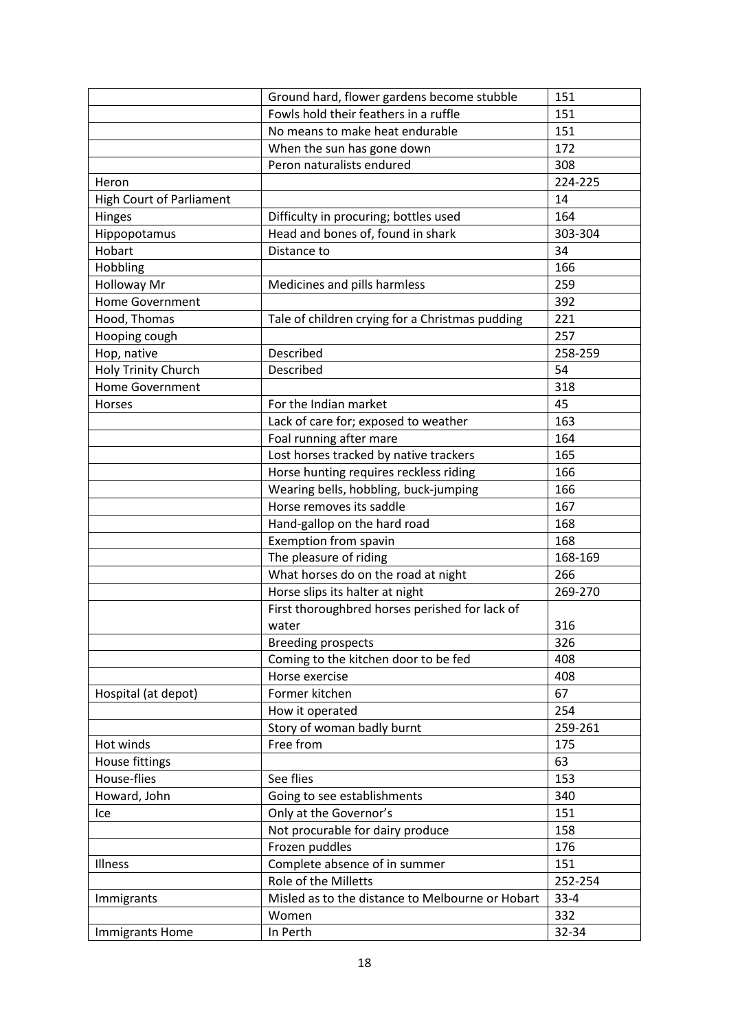| | | |
|---|---|---|
| | Ground hard, flower gardens become stubble | 151 |
| | Fowls hold their feathers in a ruffle | 151 |
| | No means to make heat endurable | 151 |
| | When the sun has gone down | 172 |
| | Peron naturalists endured | 308 |
| Heron | | 224-225 |
| High Court of Parliament | | 14 |
| Hinges | Difficulty in procuring; bottles used | 164 |
| Hippopotamus | Head and bones of, found in shark | 303-304 |
| Hobart | Distance to | 34 |
| Hobbling | | 166 |
| Holloway Mr | Medicines and pills harmless | 259 |
| Home Government | | 392 |
| Hood, Thomas | Tale of children crying for a Christmas pudding | 221 |
| Hooping cough | | 257 |
| Hop, native | Described | 258-259 |
| Holy Trinity Church | Described | 54 |
| Home Government | | 318 |
| Horses | For the Indian market | 45 |
| | Lack of care for; exposed to weather | 163 |
| | Foal running after mare | 164 |
| | Lost horses tracked by native trackers | 165 |
| | Horse hunting requires reckless riding | 166 |
| | Wearing bells, hobbling, buck-jumping | 166 |
| | Horse removes its saddle | 167 |
| | Hand-gallop on the hard road | 168 |
| | Exemption from spavin | 168 |
| | The pleasure of riding | 168-169 |
| | What horses do on the road at night | 266 |
| | Horse slips its halter at night | 269-270 |
| | First thoroughbred horses perished for lack of water | 316 |
| | Breeding prospects | 326 |
| | Coming to the kitchen door to be fed | 408 |
| | Horse exercise | 408 |
| Hospital (at depot) | Former kitchen | 67 |
| | How it operated | 254 |
| | Story of woman badly burnt | 259-261 |
| Hot winds | Free from | 175 |
| House fittings | | 63 |
| House-flies | See flies | 153 |
| Howard, John | Going to see establishments | 340 |
| Ice | Only at the Governor's | 151 |
| | Not procurable for dairy produce | 158 |
| | Frozen puddles | 176 |
| Illness | Complete absence of in summer | 151 |
| | Role of the Milletts | 252-254 |
| Immigrants | Misled as to the distance to Melbourne or Hobart | 33-4 |
| | Women | 332 |
| Immigrants Home | In Perth | 32-34 |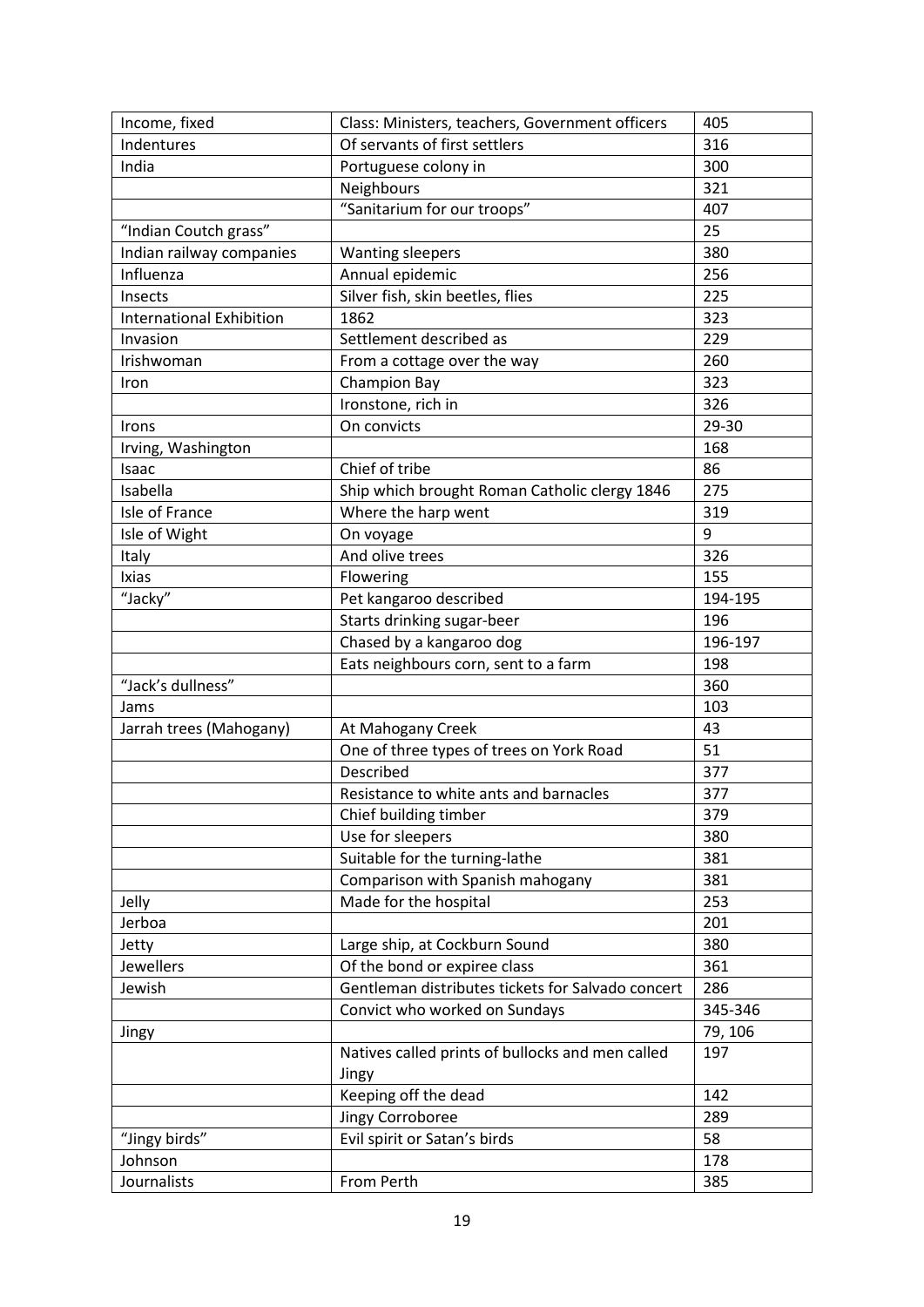| Income, fixed | Class: Ministers, teachers, Government officers | 405 |
|---|---|---|
| Indentures | Of servants of first settlers | 316 |
| India | Portuguese colony in | 300 |
| | Neighbours | 321 |
| | “Sanitarium for our troops” | 407 |
| “Indian Coutch grass” | | 25 |
| Indian railway companies | Wanting sleepers | 380 |
| Influenza | Annual epidemic | 256 |
| Insects | Silver fish, skin beetles, flies | 225 |
| International Exhibition | 1862 | 323 |
| Invasion | Settlement described as | 229 |
| Irishwoman | From a cottage over the way | 260 |
| Iron | Champion Bay | 323 |
| | Ironstone, rich in | 326 |
| Irons | On convicts | 29-30 |
| Irving, Washington | | 168 |
| Isaac | Chief of tribe | 86 |
| Isabella | Ship which brought Roman Catholic clergy 1846 | 275 |
| Isle of France | Where the harp went | 319 |
| Isle of Wight | On voyage | 9 |
| Italy | And olive trees | 326 |
| Ixias | Flowering | 155 |
| “Jacky” | Pet kangaroo described | 194-195 |
| | Starts drinking sugar-beer | 196 |
| | Chased by a kangaroo dog | 196-197 |
| | Eats neighbours corn, sent to a farm | 198 |
| “Jack’s dullness” | | 360 |
| Jams | | 103 |
| Jarrah trees (Mahogany) | At Mahogany Creek | 43 |
| | One of three types of trees on York Road | 51 |
| | Described | 377 |
| | Resistance to white ants and barnacles | 377 |
| | Chief building timber | 379 |
| | Use for sleepers | 380 |
| | Suitable for the turning-lathe | 381 |
| | Comparison with Spanish mahogany | 381 |
| Jelly | Made for the hospital | 253 |
| Jerboa | | 201 |
| Jetty | Large ship, at Cockburn Sound | 380 |
| Jewellers | Of the bond or expiree class | 361 |
| Jewish | Gentleman distributes tickets for Salvado concert | 286 |
| | Convict who worked on Sundays | 345-346 |
| Jingy | | 79, 106 |
| | Natives called prints of bullocks and men called Jingy | 197 |
| | Keeping off the dead | 142 |
| | Jingy Corroboree | 289 |
| “Jingy birds” | Evil spirit or Satan’s birds | 58 |
| Johnson | | 178 |
| Journalists | From Perth | 385 |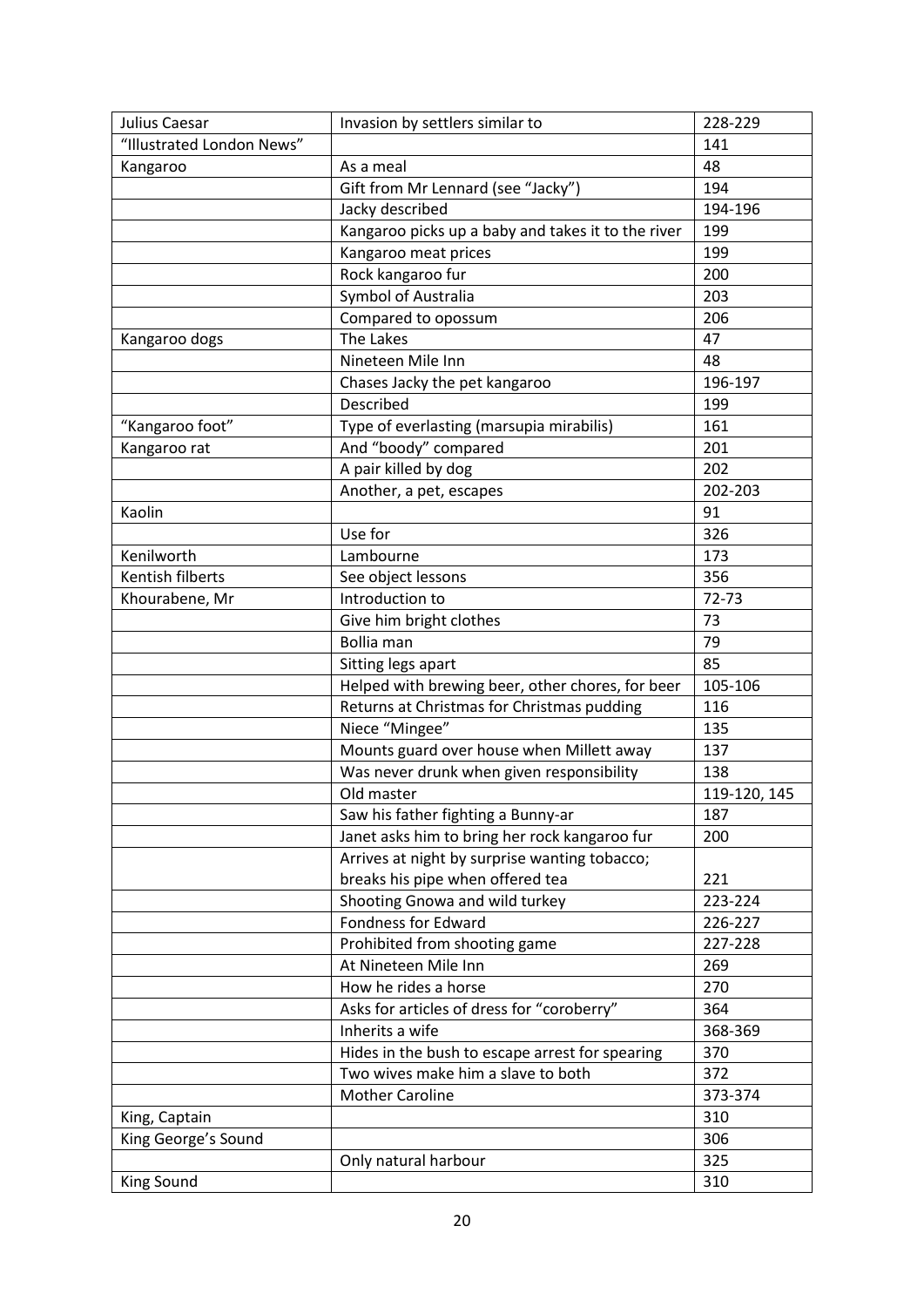| Julius Caesar | Invasion by settlers similar to | 228-229 |
|---|---|---|
| "Illustrated London News" | | 141 |
| Kangaroo | As a meal | 48 |
| | Gift from Mr Lennard (see "Jacky") | 194 |
| | Jacky described | 194-196 |
| | Kangaroo picks up a baby and takes it to the river | 199 |
| | Kangaroo meat prices | 199 |
| | Rock kangaroo fur | 200 |
| | Symbol of Australia | 203 |
| | Compared to opossum | 206 |
| Kangaroo dogs | The Lakes | 47 |
| | Nineteen Mile Inn | 48 |
| | Chases Jacky the pet kangaroo | 196-197 |
| | Described | 199 |
| "Kangaroo foot" | Type of everlasting (marsupia mirabilis) | 161 |
| Kangaroo rat | And "boody" compared | 201 |
| | A pair killed by dog | 202 |
| | Another, a pet, escapes | 202-203 |
| Kaolin | | 91 |
| | Use for | 326 |
| Kenilworth | Lambourne | 173 |
| Kentish filberts | See object lessons | 356 |
| Khourabene, Mr | Introduction to | 72-73 |
| | Give him bright clothes | 73 |
| | Bollia man | 79 |
| | Sitting legs apart | 85 |
| | Helped with brewing beer, other chores, for beer | 105-106 |
| | Returns at Christmas for Christmas pudding | 116 |
| | Niece "Mingee" | 135 |
| | Mounts guard over house when Millett away | 137 |
| | Was never drunk when given responsibility | 138 |
| | Old master | 119-120, 145 |
| | Saw his father fighting a Bunny-ar | 187 |
| | Janet asks him to bring her rock kangaroo fur | 200 |
| | Arrives at night by surprise wanting tobacco; breaks his pipe when offered tea | 221 |
| | Shooting Gnowa and wild turkey | 223-224 |
| | Fondness for Edward | 226-227 |
| | Prohibited from shooting game | 227-228 |
| | At Nineteen Mile Inn | 269 |
| | How he rides a horse | 270 |
| | Asks for articles of dress for "coroberry" | 364 |
| | Inherits a wife | 368-369 |
| | Hides in the bush to escape arrest for spearing | 370 |
| | Two wives make him a slave to both | 372 |
| | Mother Caroline | 373-374 |
| King, Captain | | 310 |
| King George's Sound | | 306 |
| | Only natural harbour | 325 |
| King Sound | | 310 |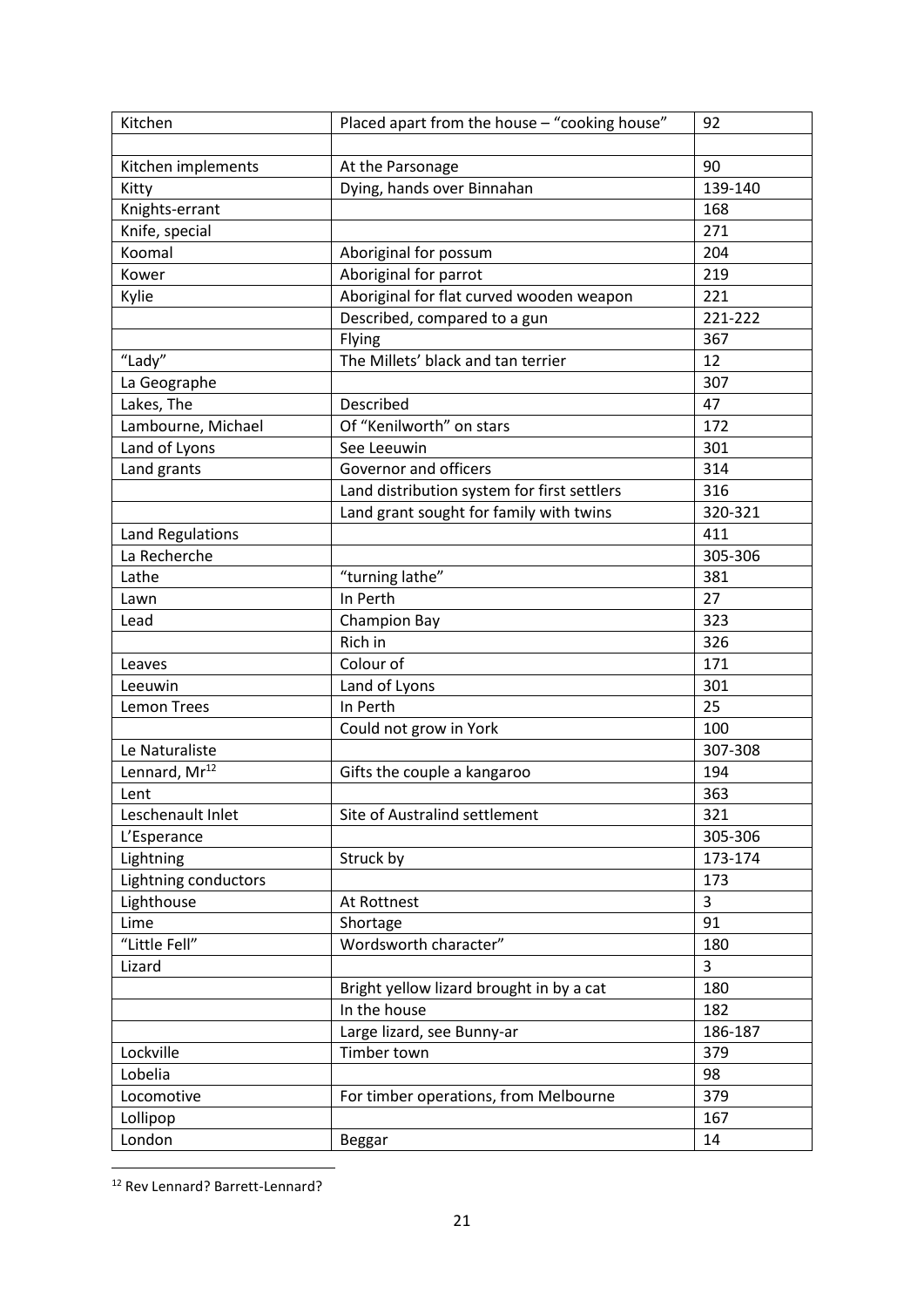| Kitchen | Placed apart from the house – "cooking house" | 92 |
|---|---|---|
| | | |
| Kitchen implements | At the Parsonage | 90 |
| Kitty | Dying, hands over Binnahan | 139-140 |
| Knights-errant | | 168 |
| Knife, special | | 271 |
| Koomal | Aboriginal for possum | 204 |
| Kower | Aboriginal for parrot | 219 |
| Kylie | Aboriginal for flat curved wooden weapon | 221 |
| | Described, compared to a gun | 221-222 |
| | Flying | 367 |
| "Lady" | The Millets' black and tan terrier | 12 |
| La Geographe | | 307 |
| Lakes, The | Described | 47 |
| Lambourne, Michael | Of "Kenilworth" on stars | 172 |
| Land of Lyons | See Leeuwin | 301 |
| Land grants | Governor and officers | 314 |
| | Land distribution system for first settlers | 316 |
| | Land grant sought for family with twins | 320-321 |
| Land Regulations | | 411 |
| La Recherche | | 305-306 |
| Lathe | "turning lathe" | 381 |
| Lawn | In Perth | 27 |
| Lead | Champion Bay | 323 |
| | Rich in | 326 |
| Leaves | Colour of | 171 |
| Leeuwin | Land of Lyons | 301 |
| Lemon Trees | In Perth | 25 |
| | Could not grow in York | 100 |
| Le Naturaliste | | 307-308 |
| Lennard, Mr[12] | Gifts the couple a kangaroo | 194 |
| Lent | | 363 |
| Leschenault Inlet | Site of Australind settlement | 321 |
| L'Esperance | | 305-306 |
| Lightning | Struck by | 173-174 |
| Lightning conductors | | 173 |
| Lighthouse | At Rottnest | 3 |
| Lime | Shortage | 91 |
| "Little Fell" | Wordsworth character" | 180 |
| Lizard | | 3 |
| | Bright yellow lizard brought in by a cat | 180 |
| | In the house | 182 |
| | Large lizard, see Bunny-ar | 186-187 |
| Lockville | Timber town | 379 |
| Lobelia | | 98 |
| Locomotive | For timber operations, from Melbourne | 379 |
| Lollipop | | 167 |
| London | Beggar | 14 |

[12] Rev Lennard? Barrett-Lennard?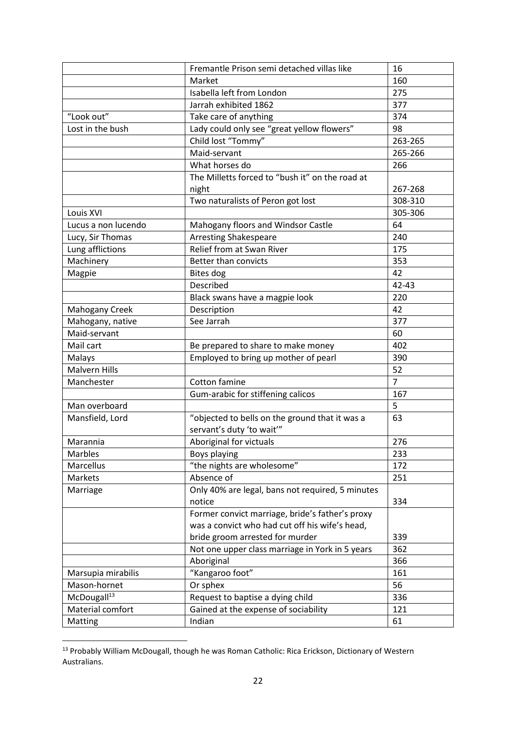| | | |
|---|---|---|
| | Fremantle Prison semi detached villas like | 16 |
| | Market | 160 |
| | Isabella left from London | 275 |
| | Jarrah exhibited 1862 | 377 |
| "Look out" | Take care of anything | 374 |
| Lost in the bush | Lady could only see "great yellow flowers" | 98 |
| | Child lost "Tommy" | 263-265 |
| | Maid-servant | 265-266 |
| | What horses do | 266 |
| | The Milletts forced to "bush it" on the road at night | 267-268 |
| | Two naturalists of Peron got lost | 308-310 |
| Louis XVI | | 305-306 |
| Lucus a non lucendo | Mahogany floors and Windsor Castle | 64 |
| Lucy, Sir Thomas | Arresting Shakespeare | 240 |
| Lung afflictions | Relief from at Swan River | 175 |
| Machinery | Better than convicts | 353 |
| Magpie | Bites dog | 42 |
| | Described | 42-43 |
| | Black swans have a magpie look | 220 |
| Mahogany Creek | Description | 42 |
| Mahogany, native | See Jarrah | 377 |
| Maid-servant | | 60 |
| Mail cart | Be prepared to share to make money | 402 |
| Malays | Employed to bring up mother of pearl | 390 |
| Malvern Hills | | 52 |
| Manchester | Cotton famine | 7 |
| | Gum-arabic for stiffening calicos | 167 |
| Man overboard | | 5 |
| Mansfield, Lord | "objected to bells on the ground that it was a servant's duty 'to wait'" | 63 |
| Marannia | Aboriginal for victuals | 276 |
| Marbles | Boys playing | 233 |
| Marcellus | "the nights are wholesome" | 172 |
| Markets | Absence of | 251 |
| Marriage | Only 40% are legal, bans not required, 5 minutes notice | 334 |
| | Former convict marriage, bride's father's proxy was a convict who had cut off his wife's head, bride groom arrested for murder | 339 |
| | Not one upper class marriage in York in 5 years | 362 |
| | Aboriginal | 366 |
| Marsupia mirabilis | "Kangaroo foot" | 161 |
| Mason-hornet | Or sphex | 56 |
| McDougall[13] | Request to baptise a dying child | 336 |
| Material comfort | Gained at the expense of sociability | 121 |
| Matting | Indian | 61 |

[13] Probably William McDougall, though he was Roman Catholic: Rica Erickson, Dictionary of Western Australians.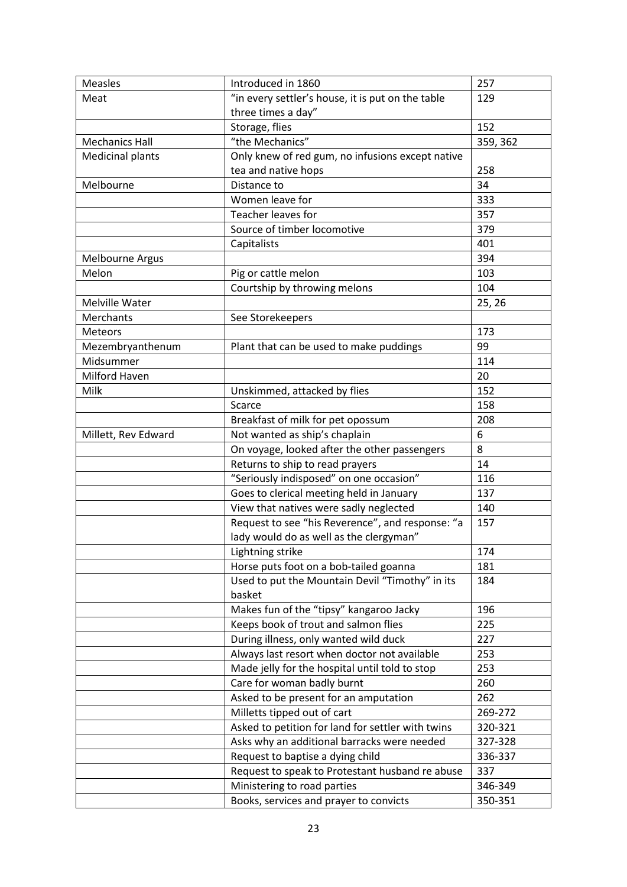| Measles | Introduced in 1860 | 257 |
|---|---|---|
| Meat | "in every settler's house, it is put on the table three times a day" | 129 |
| | Storage, flies | 152 |
| Mechanics Hall | "the Mechanics" | 359, 362 |
| Medicinal plants | Only knew of red gum, no infusions except native tea and native hops | 258 |
| Melbourne | Distance to | 34 |
| | Women leave for | 333 |
| | Teacher leaves for | 357 |
| | Source of timber locomotive | 379 |
| | Capitalists | 401 |
| Melbourne Argus | | 394 |
| Melon | Pig or cattle melon | 103 |
| | Courtship by throwing melons | 104 |
| Melville Water | | 25, 26 |
| Merchants | See Storekeepers | |
| Meteors | | 173 |
| Mezembryanthenum | Plant that can be used to make puddings | 99 |
| Midsummer | | 114 |
| Milford Haven | | 20 |
| Milk | Unskimmed, attacked by flies | 152 |
| | Scarce | 158 |
| | Breakfast of milk for pet opossum | 208 |
| Millett, Rev Edward | Not wanted as ship's chaplain | 6 |
| | On voyage, looked after the other passengers | 8 |
| | Returns to ship to read prayers | 14 |
| | "Seriously indisposed" on one occasion" | 116 |
| | Goes to clerical meeting held in January | 137 |
| | View that natives were sadly neglected | 140 |
| | Request to see "his Reverence", and response: "a lady would do as well as the clergyman" | 157 |
| | Lightning strike | 174 |
| | Horse puts foot on a bob-tailed goanna | 181 |
| | Used to put the Mountain Devil "Timothy" in its basket | 184 |
| | Makes fun of the "tipsy" kangaroo Jacky | 196 |
| | Keeps book of trout and salmon flies | 225 |
| | During illness, only wanted wild duck | 227 |
| | Always last resort when doctor not available | 253 |
| | Made jelly for the hospital until told to stop | 253 |
| | Care for woman badly burnt | 260 |
| | Asked to be present for an amputation | 262 |
| | Milletts tipped out of cart | 269-272 |
| | Asked to petition for land for settler with twins | 320-321 |
| | Asks why an additional barracks were needed | 327-328 |
| | Request to baptise a dying child | 336-337 |
| | Request to speak to Protestant husband re abuse | 337 |
| | Ministering to road parties | 346-349 |
| | Books, services and prayer to convicts | 350-351 |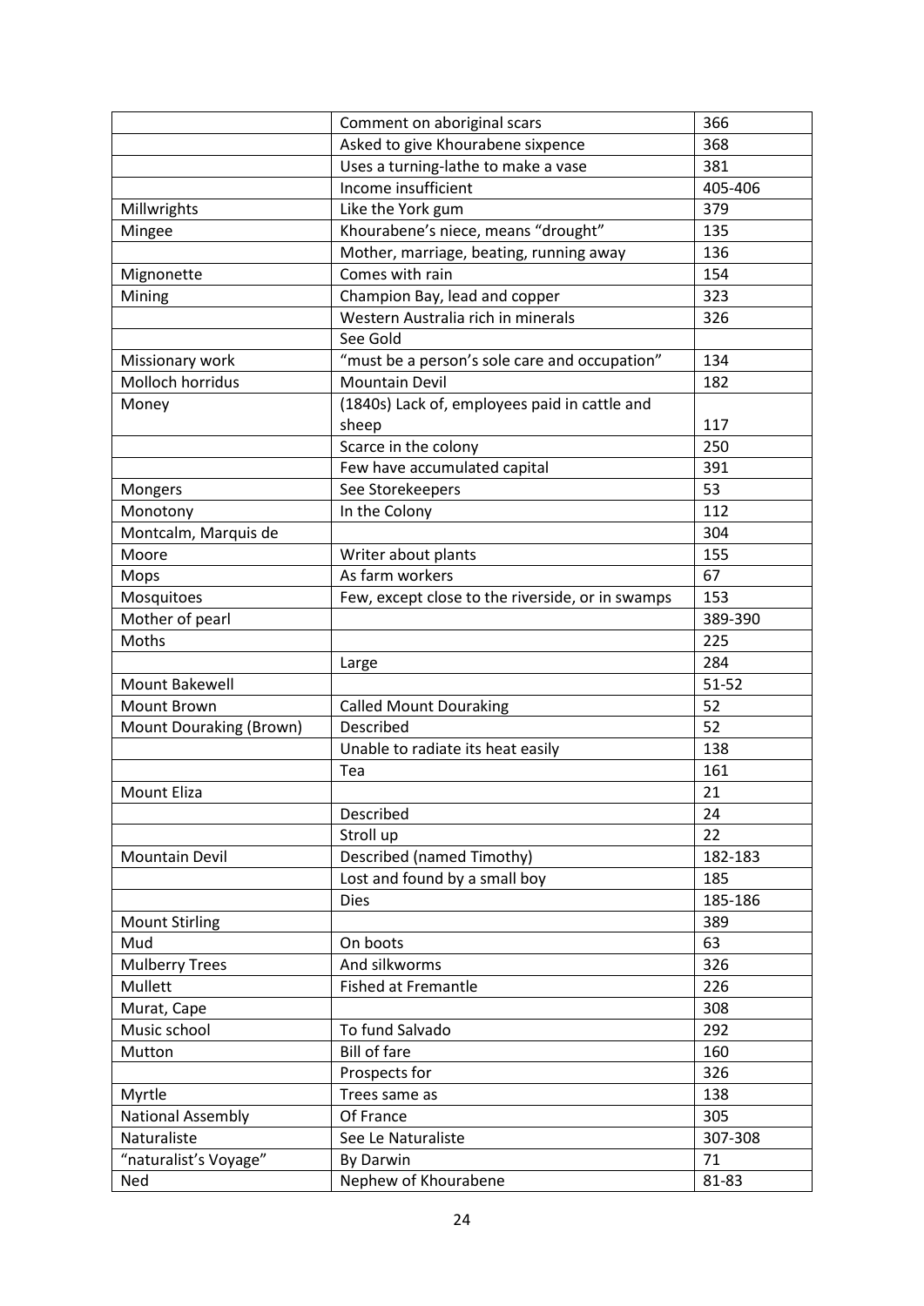| | | |
|---|---|---|
| | Comment on aboriginal scars | 366 |
| | Asked to give Khourabene sixpence | 368 |
| | Uses a turning-lathe to make a vase | 381 |
| | Income insufficient | 405-406 |
| Millwrights | Like the York gum | 379 |
| Mingee | Khourabene's niece, means "drought" | 135 |
| | Mother, marriage, beating, running away | 136 |
| Mignonette | Comes with rain | 154 |
| Mining | Champion Bay, lead and copper | 323 |
| | Western Australia rich in minerals | 326 |
| | See Gold | |
| Missionary work | "must be a person's sole care and occupation" | 134 |
| Molloch horridus | Mountain Devil | 182 |
| Money | (1840s) Lack of, employees paid in cattle and sheep | 117 |
| | Scarce in the colony | 250 |
| | Few have accumulated capital | 391 |
| Mongers | See Storekeepers | 53 |
| Monotony | In the Colony | 112 |
| Montcalm, Marquis de | | 304 |
| Moore | Writer about plants | 155 |
| Mops | As farm workers | 67 |
| Mosquitoes | Few, except close to the riverside, or in swamps | 153 |
| Mother of pearl | | 389-390 |
| Moths | | 225 |
| | Large | 284 |
| Mount Bakewell | | 51-52 |
| Mount Brown | Called Mount Douraking | 52 |
| Mount Douraking (Brown) | Described | 52 |
| | Unable to radiate its heat easily | 138 |
| | Tea | 161 |
| Mount Eliza | | 21 |
| | Described | 24 |
| | Stroll up | 22 |
| Mountain Devil | Described (named Timothy) | 182-183 |
| | Lost and found by a small boy | 185 |
| | Dies | 185-186 |
| Mount Stirling | | 389 |
| Mud | On boots | 63 |
| Mulberry Trees | And silkworms | 326 |
| Mullett | Fished at Fremantle | 226 |
| Murat, Cape | | 308 |
| Music school | To fund Salvado | 292 |
| Mutton | Bill of fare | 160 |
| | Prospects for | 326 |
| Myrtle | Trees same as | 138 |
| National Assembly | Of France | 305 |
| Naturaliste | See Le Naturaliste | 307-308 |
| "naturalist's Voyage" | By Darwin | 71 |
| Ned | Nephew of Khourabene | 81-83 |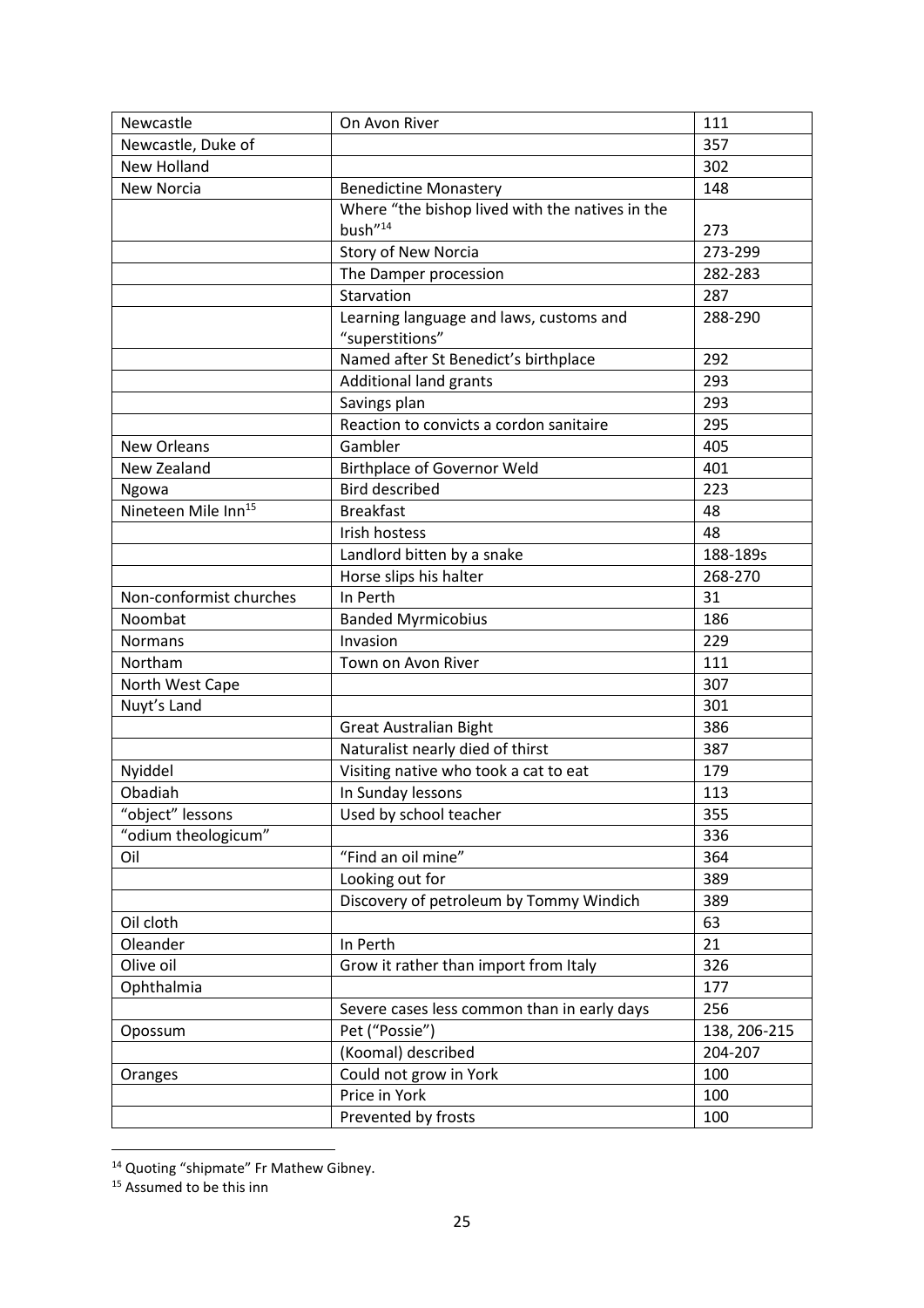| | | |
|---|---|---|
| Newcastle | On Avon River | 111 |
| Newcastle, Duke of | | 357 |
| New Holland | | 302 |
| New Norcia | Benedictine Monastery | 148 |
| | Where "the bishop lived with the natives in the bush"[14] | 273 |
| | Story of New Norcia | 273-299 |
| | The Damper procession | 282-283 |
| | Starvation | 287 |
| | Learning language and laws, customs and "superstitions" | 288-290 |
| | Named after St Benedict's birthplace | 292 |
| | Additional land grants | 293 |
| | Savings plan | 293 |
| | Reaction to convicts a cordon sanitaire | 295 |
| New Orleans | Gambler | 405 |
| New Zealand | Birthplace of Governor Weld | 401 |
| Ngowa | Bird described | 223 |
| Nineteen Mile Inn[15] | Breakfast | 48 |
| | Irish hostess | 48 |
| | Landlord bitten by a snake | 188-189s |
| | Horse slips his halter | 268-270 |
| Non-conformist churches | In Perth | 31 |
| Noombat | Banded Myrmicobius | 186 |
| Normans | Invasion | 229 |
| Northam | Town on Avon River | 111 |
| North West Cape | | 307 |
| Nuyt's Land | | 301 |
| | Great Australian Bight | 386 |
| | Naturalist nearly died of thirst | 387 |
| Nyiddel | Visiting native who took a cat to eat | 179 |
| Obadiah | In Sunday lessons | 113 |
| "object" lessons | Used by school teacher | 355 |
| "odium theologicum" | | 336 |
| Oil | "Find an oil mine" | 364 |
| | Looking out for | 389 |
| | Discovery of petroleum by Tommy Windich | 389 |
| Oil cloth | | 63 |
| Oleander | In Perth | 21 |
| Olive oil | Grow it rather than import from Italy | 326 |
| Ophthalmia | | 177 |
| | Severe cases less common than in early days | 256 |
| Opossum | Pet ("Possie") | 138, 206-215 |
| | (Koomal) described | 204-207 |
| Oranges | Could not grow in York | 100 |
| | Price in York | 100 |
| | Prevented by frosts | 100 |

[14] Quoting "shipmate" Fr Mathew Gibney.

[15] Assumed to be this inn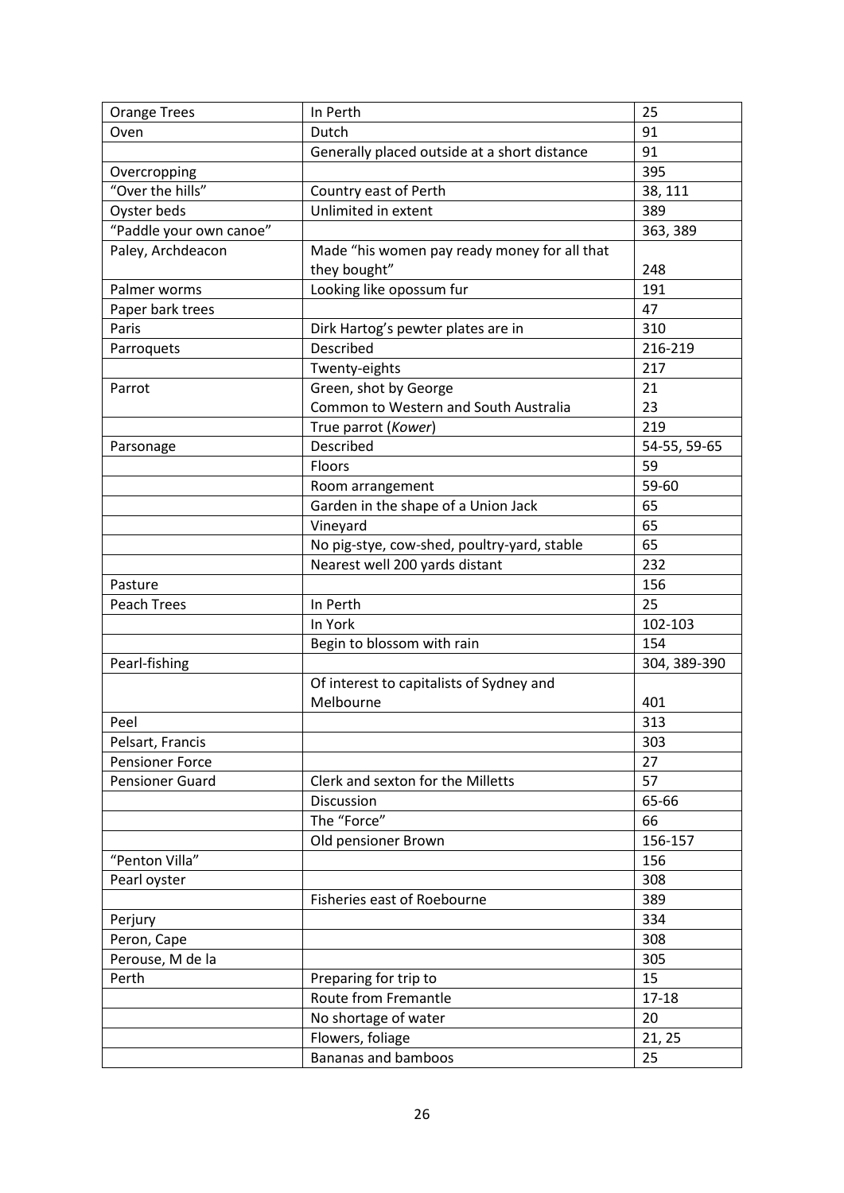| Orange Trees | In Perth | 25 |
|---|---|---|
| Oven | Dutch | 91 |
| | Generally placed outside at a short distance | 91 |
| Overcropping | | 395 |
| "Over the hills" | Country east of Perth | 38, 111 |
| Oyster beds | Unlimited in extent | 389 |
| "Paddle your own canoe" | | 363, 389 |
| Paley, Archdeacon | Made "his women pay ready money for all that they bought" | 248 |
| Palmer worms | Looking like opossum fur | 191 |
| Paper bark trees | | 47 |
| Paris | Dirk Hartog's pewter plates are in | 310 |
| Parroquets | Described | 216-219 |
| | Twenty-eights | 217 |
| Parrot | Green, shot by George | 21 |
| | Common to Western and South Australia | 23 |
| | True parrot (*Kower*) | 219 |
| Parsonage | Described | 54-55, 59-65 |
| | Floors | 59 |
| | Room arrangement | 59-60 |
| | Garden in the shape of a Union Jack | 65 |
| | Vineyard | 65 |
| | No pig-stye, cow-shed, poultry-yard, stable | 65 |
| | Nearest well 200 yards distant | 232 |
| Pasture | | 156 |
| Peach Trees | In Perth | 25 |
| | In York | 102-103 |
| | Begin to blossom with rain | 154 |
| Pearl-fishing | | 304, 389-390 |
| | Of interest to capitalists of Sydney and Melbourne | 401 |
| Peel | | 313 |
| Pelsart, Francis | | 303 |
| Pensioner Force | | 27 |
| Pensioner Guard | Clerk and sexton for the Milletts | 57 |
| | Discussion | 65-66 |
| | The "Force" | 66 |
| | Old pensioner Brown | 156-157 |
| "Penton Villa" | | 156 |
| Pearl oyster | | 308 |
| | Fisheries east of Roebourne | 389 |
| Perjury | | 334 |
| Peron, Cape | | 308 |
| Perouse, M de la | | 305 |
| Perth | Preparing for trip to | 15 |
| | Route from Fremantle | 17-18 |
| | No shortage of water | 20 |
| | Flowers, foliage | 21, 25 |
| | Bananas and bamboos | 25 |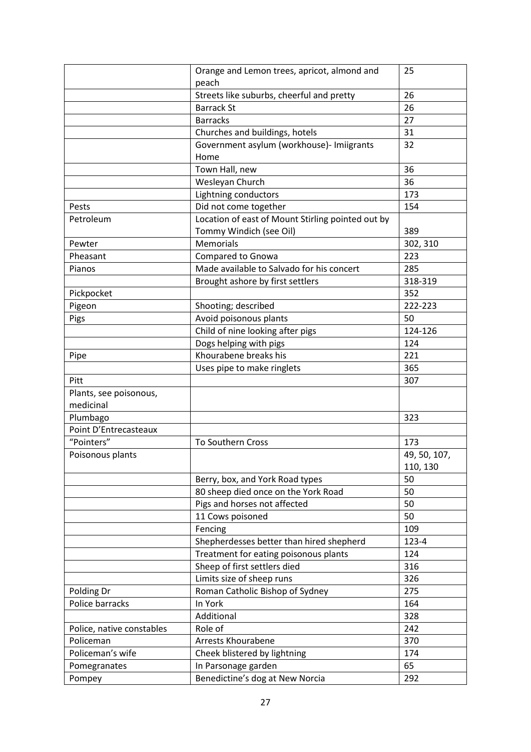|  |  |  |
|---|---|---|
|  | Orange and Lemon trees, apricot, almond and peach | 25 |
|  | Streets like suburbs, cheerful and pretty | 26 |
|  | Barrack St | 26 |
|  | Barracks | 27 |
|  | Churches and buildings, hotels | 31 |
|  | Government asylum (workhouse)- Imiigrants Home | 32 |
|  | Town Hall, new | 36 |
|  | Wesleyan Church | 36 |
|  | Lightning conductors | 173 |
| Pests | Did not come together | 154 |
| Petroleum | Location of east of Mount Stirling pointed out by Tommy Windich (see Oil) | 389 |
| Pewter | Memorials | 302, 310 |
| Pheasant | Compared to Gnowa | 223 |
| Pianos | Made available to Salvado for his concert | 285 |
|  | Brought ashore by first settlers | 318-319 |
| Pickpocket |  | 352 |
| Pigeon | Shooting; described | 222-223 |
| Pigs | Avoid poisonous plants | 50 |
|  | Child of nine looking after pigs | 124-126 |
|  | Dogs helping with pigs | 124 |
| Pipe | Khourabene breaks his | 221 |
|  | Uses pipe to make ringlets | 365 |
| Pitt |  | 307 |
| Plants, see poisonous, medicinal |  |  |
| Plumbago |  | 323 |
| Point D'Entrecasteaux |  |  |
| "Pointers" | To Southern Cross | 173 |
| Poisonous plants |  | 49, 50, 107, 110, 130 |
|  | Berry, box, and York Road types | 50 |
|  | 80 sheep died once on the York Road | 50 |
|  | Pigs and horses not affected | 50 |
|  | 11 Cows poisoned | 50 |
|  | Fencing | 109 |
|  | Shepherdesses better than hired shepherd | 123-4 |
|  | Treatment for eating poisonous plants | 124 |
|  | Sheep of first settlers died | 316 |
|  | Limits size of sheep runs | 326 |
| Polding Dr | Roman Catholic Bishop of Sydney | 275 |
| Police barracks | In York | 164 |
|  | Additional | 328 |
| Police, native constables | Role of | 242 |
| Policeman | Arrests Khourabene | 370 |
| Policeman's wife | Cheek blistered by lightning | 174 |
| Pomegranates | In Parsonage garden | 65 |
| Pompey | Benedictine's dog at New Norcia | 292 |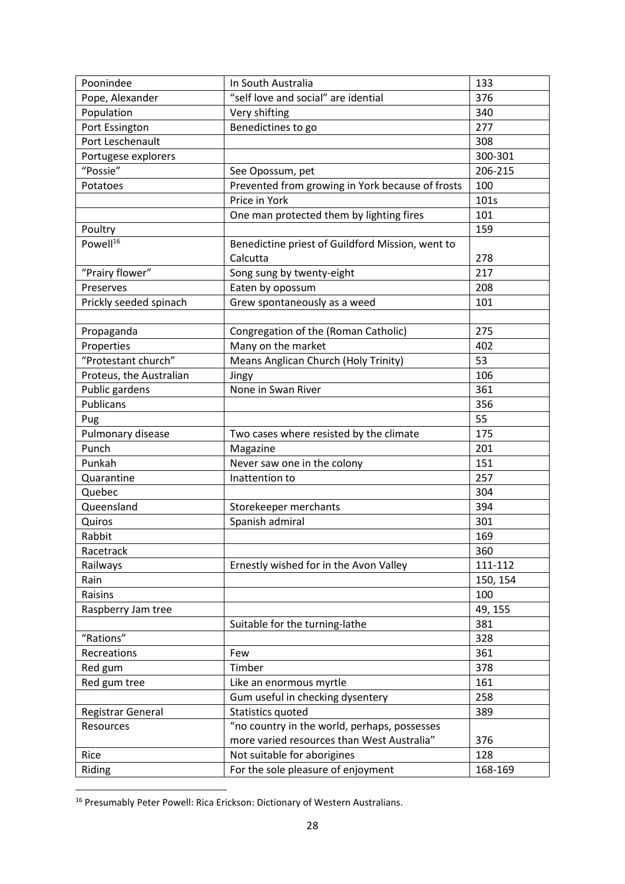| Poonindee | In South Australia | 133 |
|---|---|---|
| Pope, Alexander | "self love and social" are idential | 376 |
| Population | Very shifting | 340 |
| Port Essington | Benedictines to go | 277 |
| Port Leschenault | | 308 |
| Portugese explorers | | 300-301 |
| "Possie" | See Opossum, pet | 206-215 |
| Potatoes | Prevented from growing in York because of frosts | 100 |
| | Price in York | 101s |
| | One man protected them by lighting fires | 101 |
| Poultry | | 159 |
| Powell[16] | Benedictine priest of Guildford Mission, went to Calcutta | 278 |
| "Prairy flower" | Song sung by twenty-eight | 217 |
| Preserves | Eaten by opossum | 208 |
| Prickly seeded spinach | Grew spontaneously as a weed | 101 |
| | | |
| Propaganda | Congregation of the (Roman Catholic) | 275 |
| Properties | Many on the market | 402 |
| "Protestant church" | Means Anglican Church (Holy Trinity) | 53 |
| Proteus, the Australian | Jingy | 106 |
| Public gardens | None in Swan River | 361 |
| Publicans | | 356 |
| Pug | | 55 |
| Pulmonary disease | Two cases where resisted by the climate | 175 |
| Punch | Magazine | 201 |
| Punkah | Never saw one in the colony | 151 |
| Quarantine | Inattention to | 257 |
| Quebec | | 304 |
| Queensland | Storekeeper merchants | 394 |
| Quiros | Spanish admiral | 301 |
| Rabbit | | 169 |
| Racetrack | | 360 |
| Railways | Ernestly wished for in the Avon Valley | 111-112 |
| Rain | | 150, 154 |
| Raisins | | 100 |
| Raspberry Jam tree | | 49, 155 |
| | Suitable for the turning-lathe | 381 |
| "Rations" | | 328 |
| Recreations | Few | 361 |
| Red gum | Timber | 378 |
| Red gum tree | Like an enormous myrtle | 161 |
| | Gum useful in checking dysentery | 258 |
| Registrar General | Statistics quoted | 389 |
| Resources | "no country in the world, perhaps, possesses more varied resources than West Australia" | 376 |
| Rice | Not suitable for aborigines | 128 |
| Riding | For the sole pleasure of enjoyment | 168-169 |

[16] Presumably Peter Powell: Rica Erickson: Dictionary of Western Australians.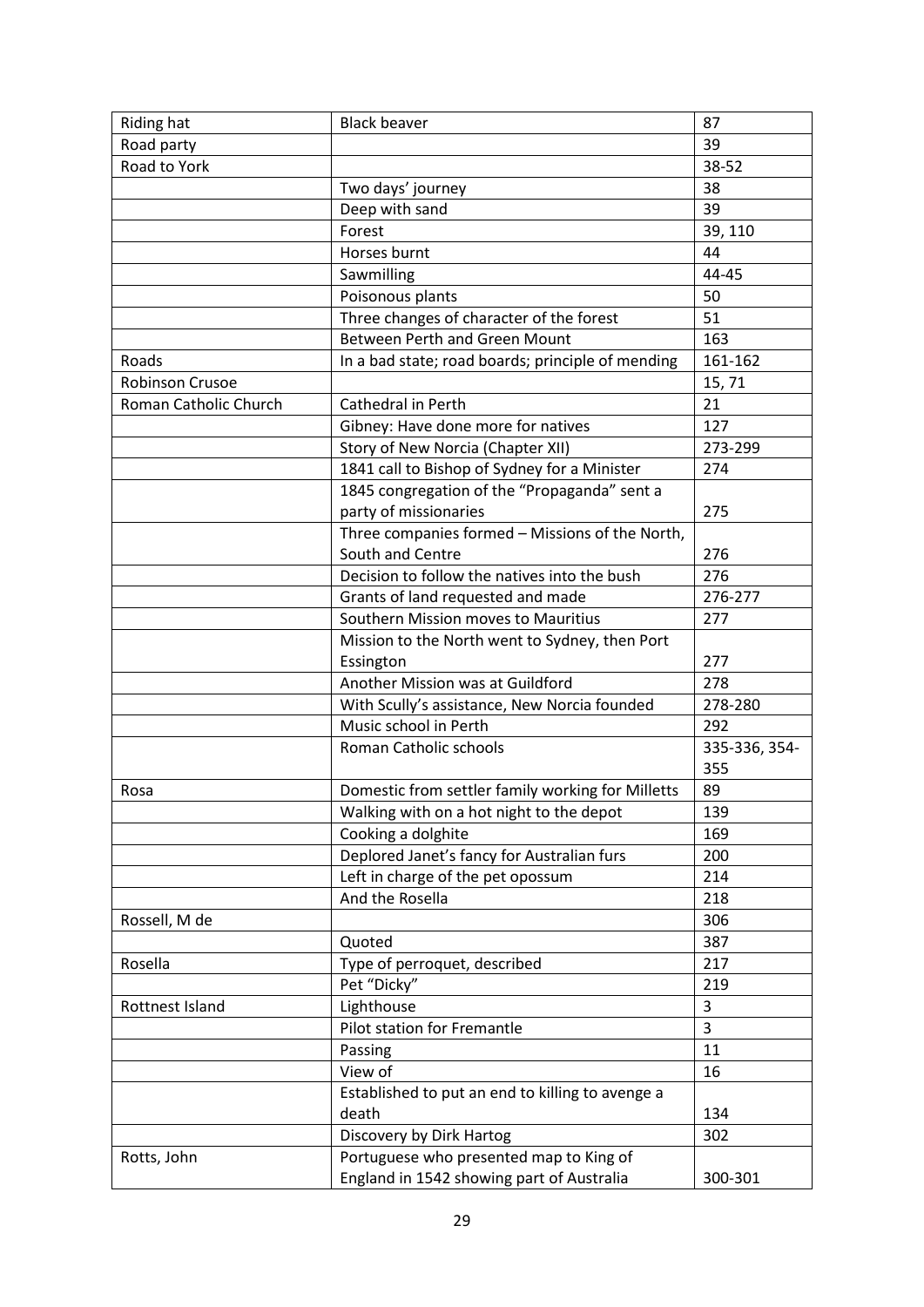| Riding hat | Black beaver | 87 |
|---|---|---|
| Road party | | 39 |
| Road to York | | 38-52 |
| | Two days' journey | 38 |
| | Deep with sand | 39 |
| | Forest | 39, 110 |
| | Horses burnt | 44 |
| | Sawmilling | 44-45 |
| | Poisonous plants | 50 |
| | Three changes of character of the forest | 51 |
| | Between Perth and Green Mount | 163 |
| Roads | In a bad state; road boards; principle of mending | 161-162 |
| Robinson Crusoe | | 15, 71 |
| Roman Catholic Church | Cathedral in Perth | 21 |
| | Gibney: Have done more for natives | 127 |
| | Story of New Norcia (Chapter XII) | 273-299 |
| | 1841 call to Bishop of Sydney for a Minister | 274 |
| | 1845 congregation of the "Propaganda" sent a party of missionaries | 275 |
| | Three companies formed – Missions of the North, South and Centre | 276 |
| | Decision to follow the natives into the bush | 276 |
| | Grants of land requested and made | 276-277 |
| | Southern Mission moves to Mauritius | 277 |
| | Mission to the North went to Sydney, then Port Essington | 277 |
| | Another Mission was at Guildford | 278 |
| | With Scully's assistance, New Norcia founded | 278-280 |
| | Music school in Perth | 292 |
| | Roman Catholic schools | 335-336, 354-355 |
| Rosa | Domestic from settler family working for Milletts | 89 |
| | Walking with on a hot night to the depot | 139 |
| | Cooking a dolghite | 169 |
| | Deplored Janet's fancy for Australian furs | 200 |
| | Left in charge of the pet opossum | 214 |
| | And the Rosella | 218 |
| Rossell, M de | | 306 |
| | Quoted | 387 |
| Rosella | Type of perroquet, described | 217 |
| | Pet "Dicky" | 219 |
| Rottnest Island | Lighthouse | 3 |
| | Pilot station for Fremantle | 3 |
| | Passing | 11 |
| | View of | 16 |
| | Established to put an end to killing to avenge a death | 134 |
| | Discovery by Dirk Hartog | 302 |
| Rotts, John | Portuguese who presented map to King of England in 1542 showing part of Australia | 300-301 |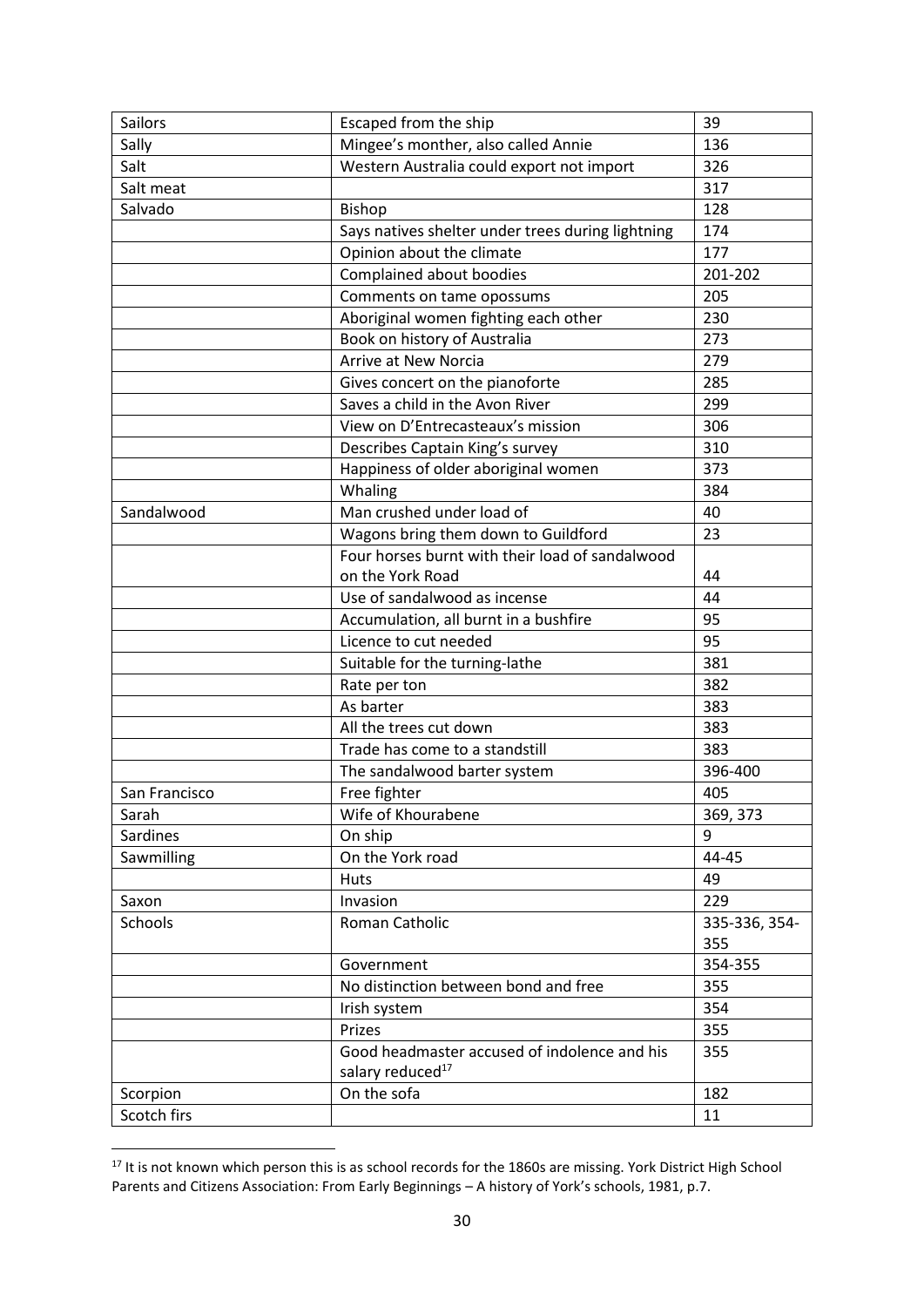| Sailors | Escaped from the ship | 39 |
|---|---|---|
| Sally | Mingee's monther, also called Annie | 136 |
| Salt | Western Australia could export not import | 326 |
| Salt meat | | 317 |
| Salvado | Bishop | 128 |
| | Says natives shelter under trees during lightning | 174 |
| | Opinion about the climate | 177 |
| | Complained about boodies | 201-202 |
| | Comments on tame opossums | 205 |
| | Aboriginal women fighting each other | 230 |
| | Book on history of Australia | 273 |
| | Arrive at New Norcia | 279 |
| | Gives concert on the pianoforte | 285 |
| | Saves a child in the Avon River | 299 |
| | View on D'Entrecasteaux's mission | 306 |
| | Describes Captain King's survey | 310 |
| | Happiness of older aboriginal women | 373 |
| | Whaling | 384 |
| Sandalwood | Man crushed under load of | 40 |
| | Wagons bring them down to Guildford | 23 |
| | Four horses burnt with their load of sandalwood on the York Road | 44 |
| | Use of sandalwood as incense | 44 |
| | Accumulation, all burnt in a bushfire | 95 |
| | Licence to cut needed | 95 |
| | Suitable for the turning-lathe | 381 |
| | Rate per ton | 382 |
| | As barter | 383 |
| | All the trees cut down | 383 |
| | Trade has come to a standstill | 383 |
| | The sandalwood barter system | 396-400 |
| San Francisco | Free fighter | 405 |
| Sarah | Wife of Khourabene | 369, 373 |
| Sardines | On ship | 9 |
| Sawmilling | On the York road | 44-45 |
| | Huts | 49 |
| Saxon | Invasion | 229 |
| Schools | Roman Catholic | 335-336, 354-355 |
| | Government | 354-355 |
| | No distinction between bond and free | 355 |
| | Irish system | 354 |
| | Prizes | 355 |
| | Good headmaster accused of indolence and his salary reduced[17] | 355 |
| Scorpion | On the sofa | 182 |
| Scotch firs | | 11 |

[17] It is not known which person this is as school records for the 1860s are missing. York District High School Parents and Citizens Association: From Early Beginnings – A history of York's schools, 1981, p.7.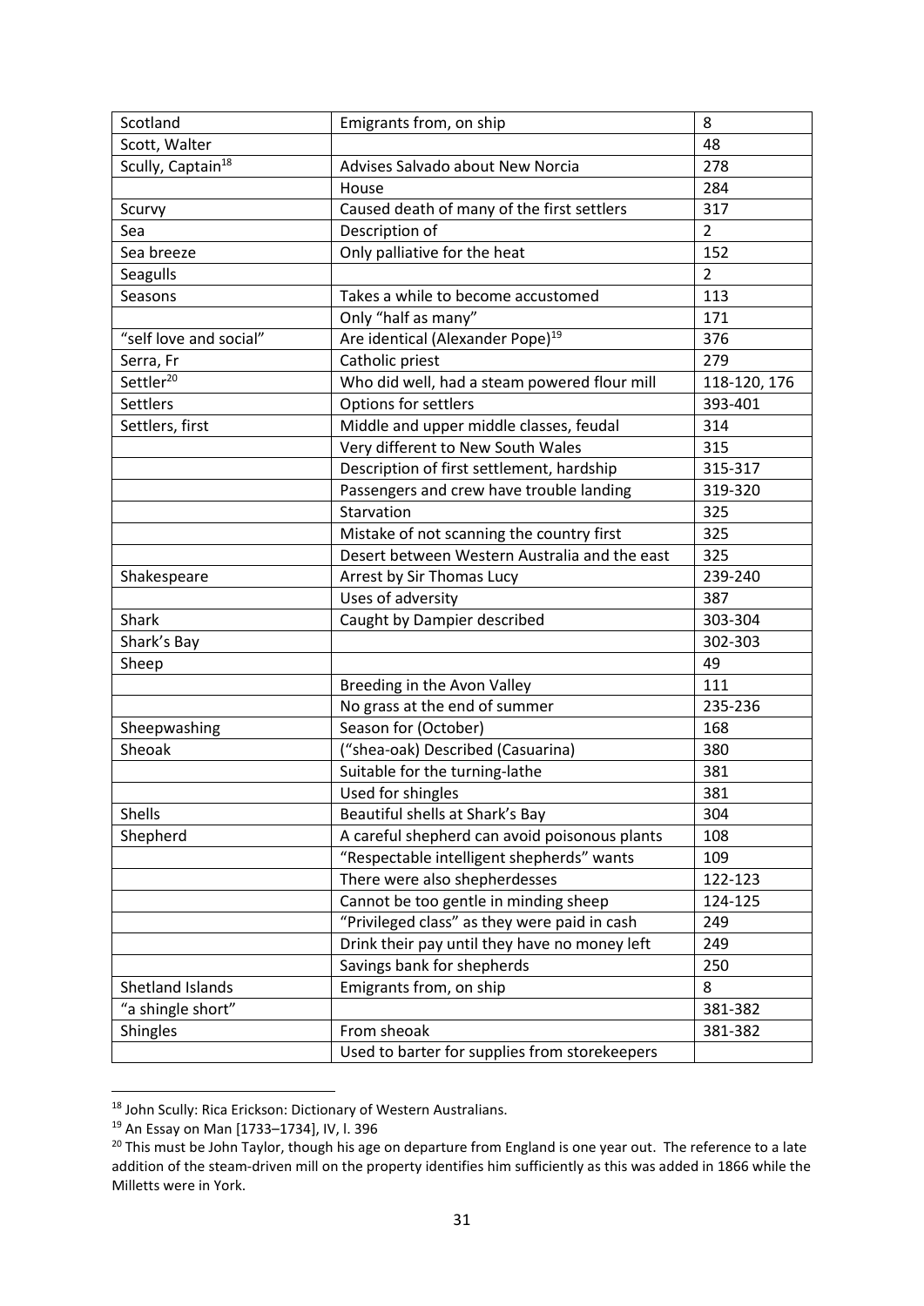| Scotland | Emigrants from, on ship | 8 |
|---|---|---|
| Scott, Walter | | 48 |
| Scully, Captain[18] | Advises Salvado about New Norcia | 278 |
| | House | 284 |
| Scurvy | Caused death of many of the first settlers | 317 |
| Sea | Description of | 2 |
| Sea breeze | Only palliative for the heat | 152 |
| Seagulls | | 2 |
| Seasons | Takes a while to become accustomed | 113 |
| | Only "half as many" | 171 |
| "self love and social" | Are identical (Alexander Pope)[19] | 376 |
| Serra, Fr | Catholic priest | 279 |
| Settler[20] | Who did well, had a steam powered flour mill | 118-120, 176 |
| Settlers | Options for settlers | 393-401 |
| Settlers, first | Middle and upper middle classes, feudal | 314 |
| | Very different to New South Wales | 315 |
| | Description of first settlement, hardship | 315-317 |
| | Passengers and crew have trouble landing | 319-320 |
| | Starvation | 325 |
| | Mistake of not scanning the country first | 325 |
| | Desert between Western Australia and the east | 325 |
| Shakespeare | Arrest by Sir Thomas Lucy | 239-240 |
| | Uses of adversity | 387 |
| Shark | Caught by Dampier described | 303-304 |
| Shark's Bay | | 302-303 |
| Sheep | | 49 |
| | Breeding in the Avon Valley | 111 |
| | No grass at the end of summer | 235-236 |
| Sheepwashing | Season for (October) | 168 |
| Sheoak | ("shea-oak) Described (Casuarina) | 380 |
| | Suitable for the turning-lathe | 381 |
| | Used for shingles | 381 |
| Shells | Beautiful shells at Shark's Bay | 304 |
| Shepherd | A careful shepherd can avoid poisonous plants | 108 |
| | "Respectable intelligent shepherds" wants | 109 |
| | There were also shepherdesses | 122-123 |
| | Cannot be too gentle in minding sheep | 124-125 |
| | "Privileged class" as they were paid in cash | 249 |
| | Drink their pay until they have no money left | 249 |
| | Savings bank for shepherds | 250 |
| Shetland Islands | Emigrants from, on ship | 8 |
| "a shingle short" | | 381-382 |
| Shingles | From sheoak | 381-382 |
| | Used to barter for supplies from storekeepers | |

[18] John Scully: Rica Erickson: Dictionary of Western Australians.

[19] An Essay on Man [1733–1734], IV, l. 396

[20] This must be John Taylor, though his age on departure from England is one year out. The reference to a late addition of the steam-driven mill on the property identifies him sufficiently as this was added in 1866 while the Milletts were in York.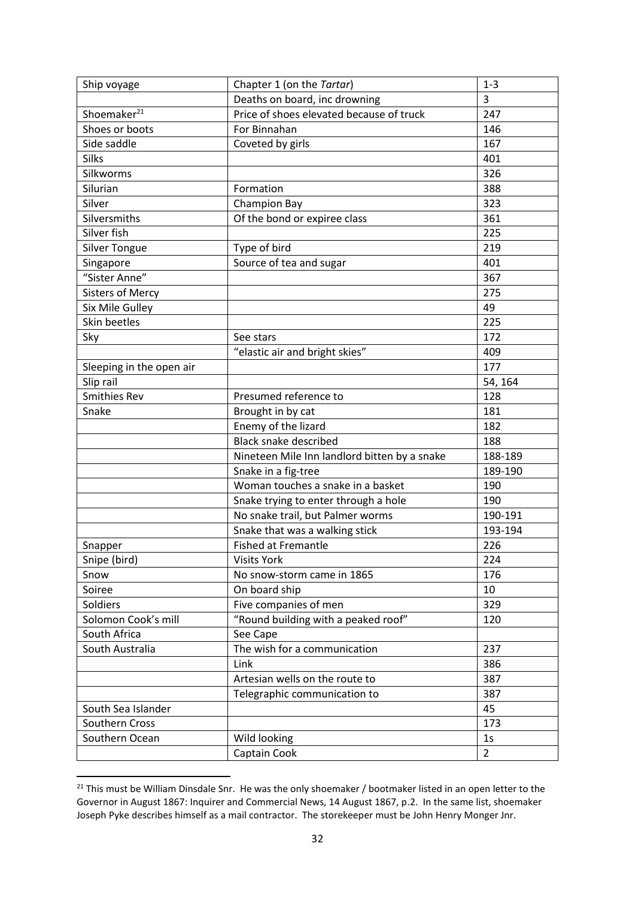| Ship voyage | Chapter 1 (on the *Tartar*) | 1-3 |
|---|---|---|
| | Deaths on board, inc drowning | 3 |
| Shoemaker[21] | Price of shoes elevated because of truck | 247 |
| Shoes or boots | For Binnahan | 146 |
| Side saddle | Coveted by girls | 167 |
| Silks | | 401 |
| Silkworms | | 326 |
| Silurian | Formation | 388 |
| Silver | Champion Bay | 323 |
| Silversmiths | Of the bond or expiree class | 361 |
| Silver fish | | 225 |
| Silver Tongue | Type of bird | 219 |
| Singapore | Source of tea and sugar | 401 |
| "Sister Anne" | | 367 |
| Sisters of Mercy | | 275 |
| Six Mile Gulley | | 49 |
| Skin beetles | | 225 |
| Sky | See stars | 172 |
| | "elastic air and bright skies" | 409 |
| Sleeping in the open air | | 177 |
| Slip rail | | 54, 164 |
| Smithies Rev | Presumed reference to | 128 |
| Snake | Brought in by cat | 181 |
| | Enemy of the lizard | 182 |
| | Black snake described | 188 |
| | Nineteen Mile Inn landlord bitten by a snake | 188-189 |
| | Snake in a fig-tree | 189-190 |
| | Woman touches a snake in a basket | 190 |
| | Snake trying to enter through a hole | 190 |
| | No snake trail, but Palmer worms | 190-191 |
| | Snake that was a walking stick | 193-194 |
| Snapper | Fished at Fremantle | 226 |
| Snipe (bird) | Visits York | 224 |
| Snow | No snow-storm came in 1865 | 176 |
| Soiree | On board ship | 10 |
| Soldiers | Five companies of men | 329 |
| Solomon Cook's mill | "Round building with a peaked roof" | 120 |
| South Africa | See Cape | |
| South Australia | The wish for a communication | 237 |
| | Link | 386 |
| | Artesian wells on the route to | 387 |
| | Telegraphic communication to | 387 |
| South Sea Islander | | 45 |
| Southern Cross | | 173 |
| Southern Ocean | Wild looking | 1s |
| | Captain Cook | 2 |

[21] This must be William Dinsdale Snr. He was the only shoemaker / bootmaker listed in an open letter to the Governor in August 1867: Inquirer and Commercial News, 14 August 1867, p.2. In the same list, shoemaker Joseph Pyke describes himself as a mail contractor. The storekeeper must be John Henry Monger Jnr.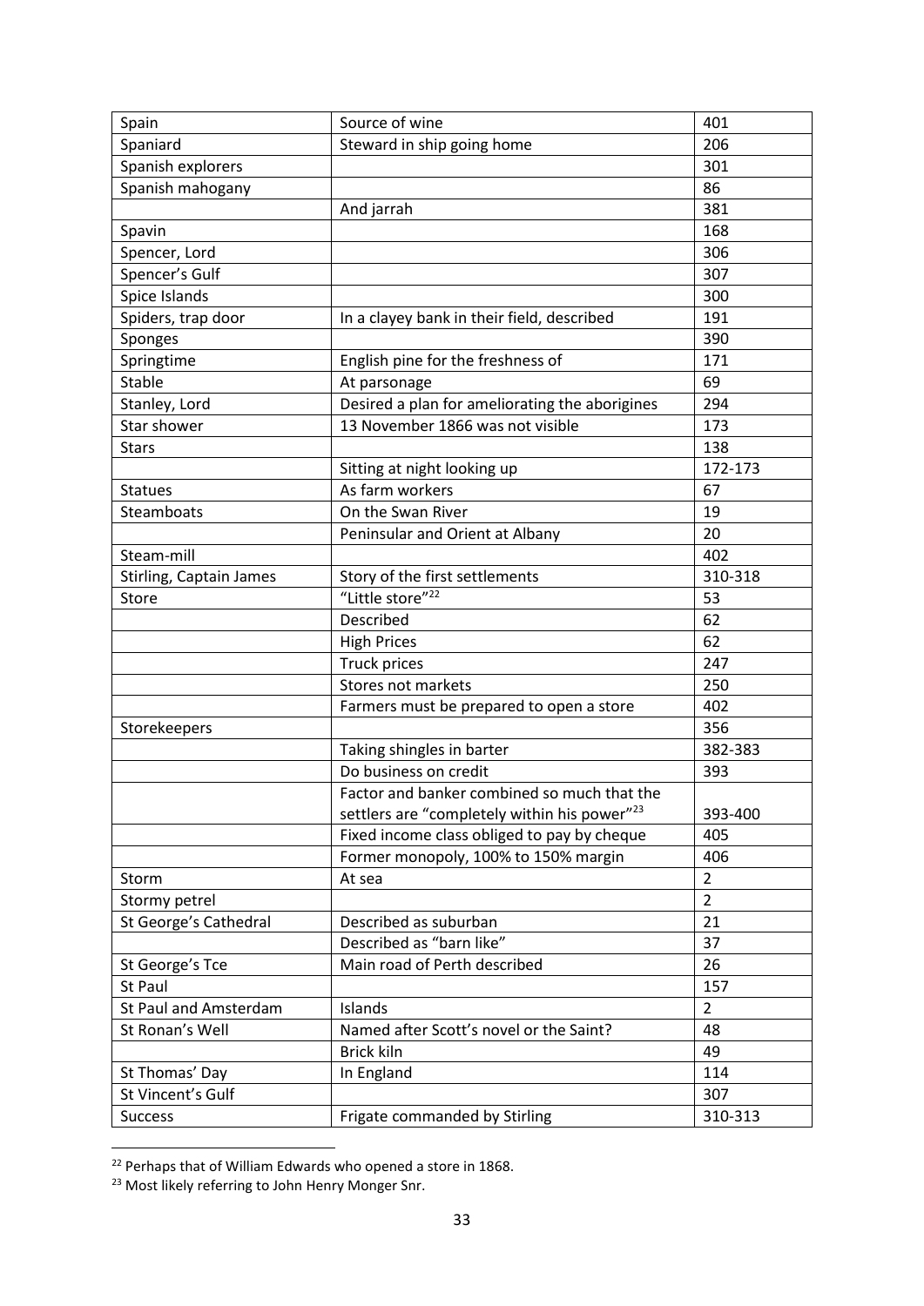| Spain | Source of wine | 401 |
|---|---|---|
| Spaniard | Steward in ship going home | 206 |
| Spanish explorers | | 301 |
| Spanish mahogany | | 86 |
| | And jarrah | 381 |
| Spavin | | 168 |
| Spencer, Lord | | 306 |
| Spencer's Gulf | | 307 |
| Spice Islands | | 300 |
| Spiders, trap door | In a clayey bank in their field, described | 191 |
| Sponges | | 390 |
| Springtime | English pine for the freshness of | 171 |
| Stable | At parsonage | 69 |
| Stanley, Lord | Desired a plan for ameliorating the aborigines | 294 |
| Star shower | 13 November 1866 was not visible | 173 |
| Stars | | 138 |
| | Sitting at night looking up | 172-173 |
| Statues | As farm workers | 67 |
| Steamboats | On the Swan River | 19 |
| | Peninsular and Orient at Albany | 20 |
| Steam-mill | | 402 |
| Stirling, Captain James | Story of the first settlements | 310-318 |
| Store | "Little store"[22] | 53 |
| | Described | 62 |
| | High Prices | 62 |
| | Truck prices | 247 |
| | Stores not markets | 250 |
| | Farmers must be prepared to open a store | 402 |
| Storekeepers | | 356 |
| | Taking shingles in barter | 382-383 |
| | Do business on credit | 393 |
| | Factor and banker combined so much that the settlers are "completely within his power"[23] | 393-400 |
| | Fixed income class obliged to pay by cheque | 405 |
| | Former monopoly, 100% to 150% margin | 406 |
| Storm | At sea | 2 |
| Stormy petrel | | 2 |
| St George's Cathedral | Described as suburban | 21 |
| | Described as "barn like" | 37 |
| St George's Tce | Main road of Perth described | 26 |
| St Paul | | 157 |
| St Paul and Amsterdam | Islands | 2 |
| St Ronan's Well | Named after Scott's novel or the Saint? | 48 |
| | Brick kiln | 49 |
| St Thomas' Day | In England | 114 |
| St Vincent's Gulf | | 307 |
| Success | Frigate commanded by Stirling | 310-313 |

[22] Perhaps that of William Edwards who opened a store in 1868.

[23] Most likely referring to John Henry Monger Snr.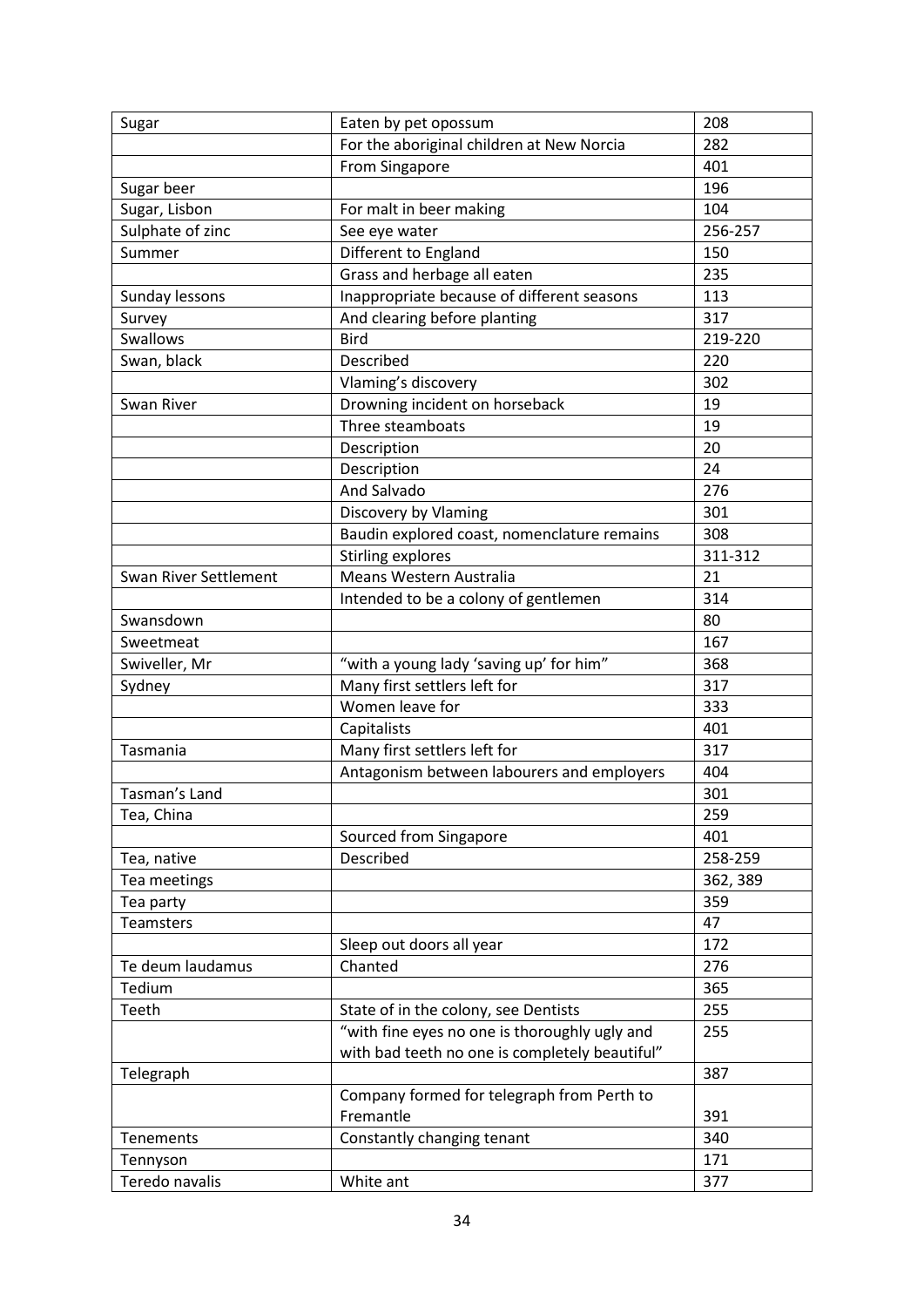| Sugar | Eaten by pet opossum | 208 |
|---|---|---|
| | For the aboriginal children at New Norcia | 282 |
| | From Singapore | 401 |
| Sugar beer | | 196 |
| Sugar, Lisbon | For malt in beer making | 104 |
| Sulphate of zinc | See eye water | 256-257 |
| Summer | Different to England | 150 |
| | Grass and herbage all eaten | 235 |
| Sunday lessons | Inappropriate because of different seasons | 113 |
| Survey | And clearing before planting | 317 |
| Swallows | Bird | 219-220 |
| Swan, black | Described | 220 |
| | Vlaming's discovery | 302 |
| Swan River | Drowning incident on horseback | 19 |
| | Three steamboats | 19 |
| | Description | 20 |
| | Description | 24 |
| | And Salvado | 276 |
| | Discovery by Vlaming | 301 |
| | Baudin explored coast, nomenclature remains | 308 |
| | Stirling explores | 311-312 |
| Swan River Settlement | Means Western Australia | 21 |
| | Intended to be a colony of gentlemen | 314 |
| Swansdown | | 80 |
| Sweetmeat | | 167 |
| Swiveller, Mr | "with a young lady 'saving up' for him" | 368 |
| Sydney | Many first settlers left for | 317 |
| | Women leave for | 333 |
| | Capitalists | 401 |
| Tasmania | Many first settlers left for | 317 |
| | Antagonism between labourers and employers | 404 |
| Tasman's Land | | 301 |
| Tea, China | | 259 |
| | Sourced from Singapore | 401 |
| Tea, native | Described | 258-259 |
| Tea meetings | | 362, 389 |
| Tea party | | 359 |
| Teamsters | | 47 |
| | Sleep out doors all year | 172 |
| Te deum laudamus | Chanted | 276 |
| Tedium | | 365 |
| Teeth | State of in the colony, see Dentists | 255 |
| | "with fine eyes no one is thoroughly ugly and with bad teeth no one is completely beautiful" | 255 |
| Telegraph | | 387 |
| | Company formed for telegraph from Perth to Fremantle | 391 |
| Tenements | Constantly changing tenant | 340 |
| Tennyson | | 171 |
| Teredo navalis | White ant | 377 |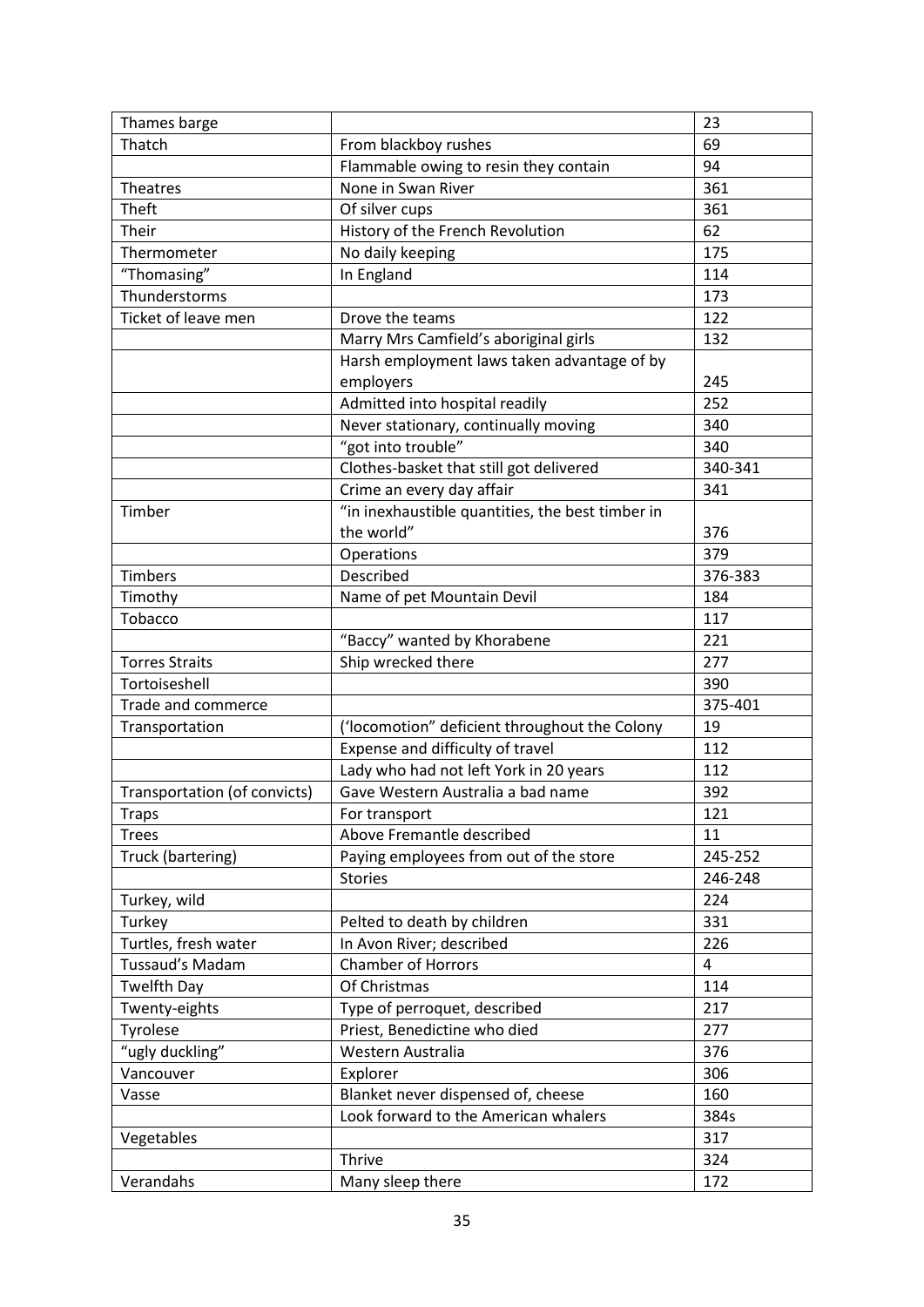| | | |
|---|---|---|
| Thames barge | | 23 |
| Thatch | From blackboy rushes | 69 |
| | Flammable owing to resin they contain | 94 |
| Theatres | None in Swan River | 361 |
| Theft | Of silver cups | 361 |
| Their | History of the French Revolution | 62 |
| Thermometer | No daily keeping | 175 |
| "Thomasing" | In England | 114 |
| Thunderstorms | | 173 |
| Ticket of leave men | Drove the teams | 122 |
| | Marry Mrs Camfield's aboriginal girls | 132 |
| | Harsh employment laws taken advantage of by employers | 245 |
| | Admitted into hospital readily | 252 |
| | Never stationary, continually moving | 340 |
| | "got into trouble" | 340 |
| | Clothes-basket that still got delivered | 340-341 |
| | Crime an every day affair | 341 |
| Timber | "in inexhaustible quantities, the best timber in the world" | 376 |
| | Operations | 379 |
| Timbers | Described | 376-383 |
| Timothy | Name of pet Mountain Devil | 184 |
| Tobacco | | 117 |
| | "Baccy" wanted by Khorabene | 221 |
| Torres Straits | Ship wrecked there | 277 |
| Tortoiseshell | | 390 |
| Trade and commerce | | 375-401 |
| Transportation | ('locomotion" deficient throughout the Colony | 19 |
| | Expense and difficulty of travel | 112 |
| | Lady who had not left York in 20 years | 112 |
| Transportation (of convicts) | Gave Western Australia a bad name | 392 |
| Traps | For transport | 121 |
| Trees | Above Fremantle described | 11 |
| Truck (bartering) | Paying employees from out of the store | 245-252 |
| | Stories | 246-248 |
| Turkey, wild | | 224 |
| Turkey | Pelted to death by children | 331 |
| Turtles, fresh water | In Avon River; described | 226 |
| Tussaud's Madam | Chamber of Horrors | 4 |
| Twelfth Day | Of Christmas | 114 |
| Twenty-eights | Type of perroquet, described | 217 |
| Tyrolese | Priest, Benedictine who died | 277 |
| "ugly duckling" | Western Australia | 376 |
| Vancouver | Explorer | 306 |
| Vasse | Blanket never dispensed of, cheese | 160 |
| | Look forward to the American whalers | 384s |
| Vegetables | | 317 |
| | Thrive | 324 |
| Verandahs | Many sleep there | 172 |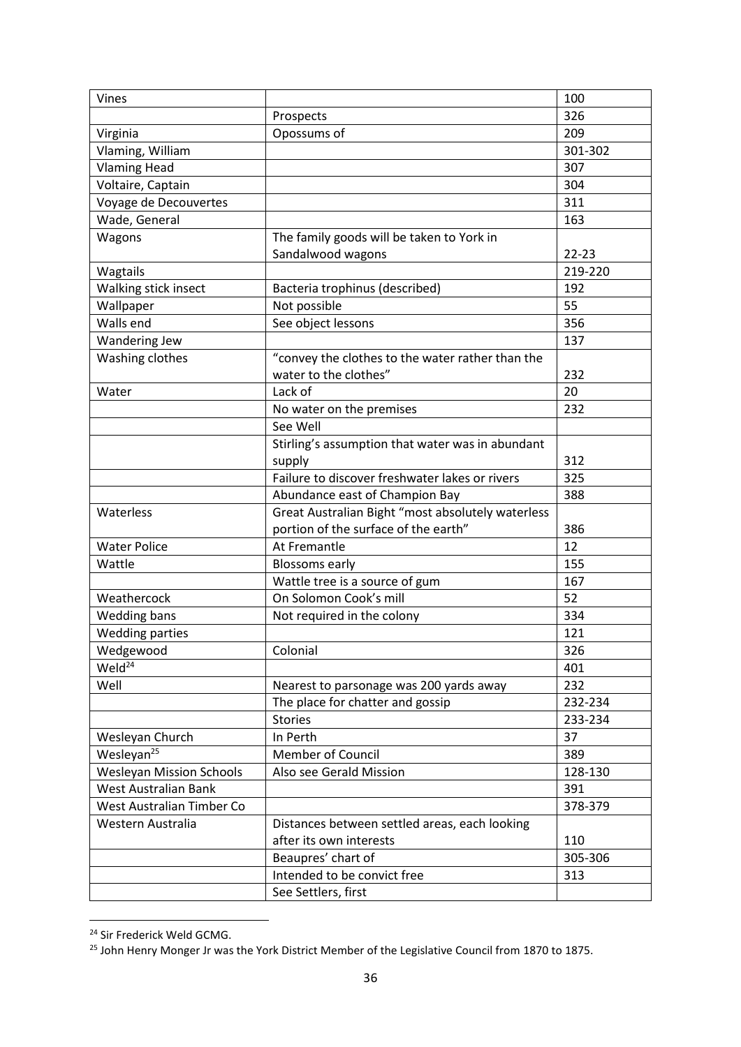| Vines | | 100 |
|---|---|---|
| | Prospects | 326 |
| Virginia | Opossums of | 209 |
| Vlaming, William | | 301-302 |
| Vlaming Head | | 307 |
| Voltaire, Captain | | 304 |
| Voyage de Decouvertes | | 311 |
| Wade, General | | 163 |
| Wagons | The family goods will be taken to York in Sandalwood wagons | 22-23 |
| Wagtails | | 219-220 |
| Walking stick insect | Bacteria trophinus (described) | 192 |
| Wallpaper | Not possible | 55 |
| Walls end | See object lessons | 356 |
| Wandering Jew | | 137 |
| Washing clothes | "convey the clothes to the water rather than the water to the clothes" | 232 |
| Water | Lack of | 20 |
| | No water on the premises | 232 |
| | See Well | |
| | Stirling's assumption that water was in abundant supply | 312 |
| | Failure to discover freshwater lakes or rivers | 325 |
| | Abundance east of Champion Bay | 388 |
| Waterless | Great Australian Bight "most absolutely waterless portion of the surface of the earth" | 386 |
| Water Police | At Fremantle | 12 |
| Wattle | Blossoms early | 155 |
| | Wattle tree is a source of gum | 167 |
| Weathercock | On Solomon Cook's mill | 52 |
| Wedding bans | Not required in the colony | 334 |
| Wedding parties | | 121 |
| Wedgewood | Colonial | 326 |
| Weld[24] | | 401 |
| Well | Nearest to parsonage was 200 yards away | 232 |
| | The place for chatter and gossip | 232-234 |
| | Stories | 233-234 |
| Wesleyan Church | In Perth | 37 |
| Wesleyan[25] | Member of Council | 389 |
| Wesleyan Mission Schools | Also see Gerald Mission | 128-130 |
| West Australian Bank | | 391 |
| West Australian Timber Co | | 378-379 |
| Western Australia | Distances between settled areas, each looking after its own interests | 110 |
| | Beaupres' chart of | 305-306 |
| | Intended to be convict free | 313 |
| | See Settlers, first | |

[24] Sir Frederick Weld GCMG.

[25] John Henry Monger Jr was the York District Member of the Legislative Council from 1870 to 1875.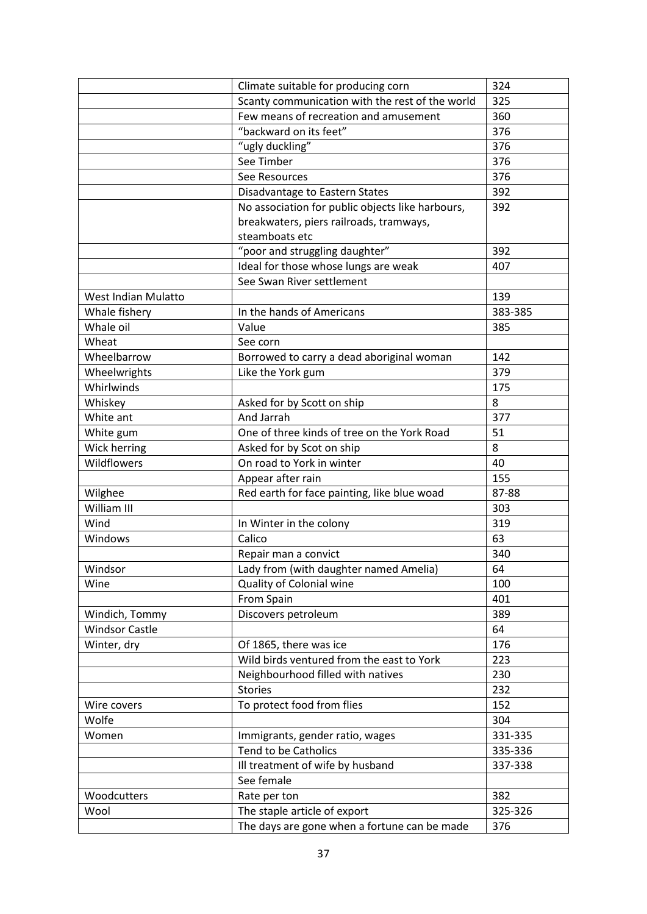| | | |
|---|---|---|
| | Climate suitable for producing corn | 324 |
| | Scanty communication with the rest of the world | 325 |
| | Few means of recreation and amusement | 360 |
| | "backward on its feet" | 376 |
| | "ugly duckling" | 376 |
| | See Timber | 376 |
| | See Resources | 376 |
| | Disadvantage to Eastern States | 392 |
| | No association for public objects like harbours, breakwaters, piers railroads, tramways, steamboats etc | 392 |
| | "poor and struggling daughter" | 392 |
| | Ideal for those whose lungs are weak | 407 |
| | See Swan River settlement | |
| West Indian Mulatto | | 139 |
| Whale fishery | In the hands of Americans | 383-385 |
| Whale oil | Value | 385 |
| Wheat | See corn | |
| Wheelbarrow | Borrowed to carry a dead aboriginal woman | 142 |
| Wheelwrights | Like the York gum | 379 |
| Whirlwinds | | 175 |
| Whiskey | Asked for by Scott on ship | 8 |
| White ant | And Jarrah | 377 |
| White gum | One of three kinds of tree on the York Road | 51 |
| Wick herring | Asked for by Scot on ship | 8 |
| Wildflowers | On road to York in winter | 40 |
| | Appear after rain | 155 |
| Wilghee | Red earth for face painting, like blue woad | 87-88 |
| William III | | 303 |
| Wind | In Winter in the colony | 319 |
| Windows | Calico | 63 |
| | Repair man a convict | 340 |
| Windsor | Lady from (with daughter named Amelia) | 64 |
| Wine | Quality of Colonial wine | 100 |
| | From Spain | 401 |
| Windich, Tommy | Discovers petroleum | 389 |
| Windsor Castle | | 64 |
| Winter, dry | Of 1865, there was ice | 176 |
| | Wild birds ventured from the east to York | 223 |
| | Neighbourhood filled with natives | 230 |
| | Stories | 232 |
| Wire covers | To protect food from flies | 152 |
| Wolfe | | 304 |
| Women | Immigrants, gender ratio, wages | 331-335 |
| | Tend to be Catholics | 335-336 |
| | Ill treatment of wife by husband | 337-338 |
| | See female | |
| Woodcutters | Rate per ton | 382 |
| Wool | The staple article of export | 325-326 |
| | The days are gone when a fortune can be made | 376 |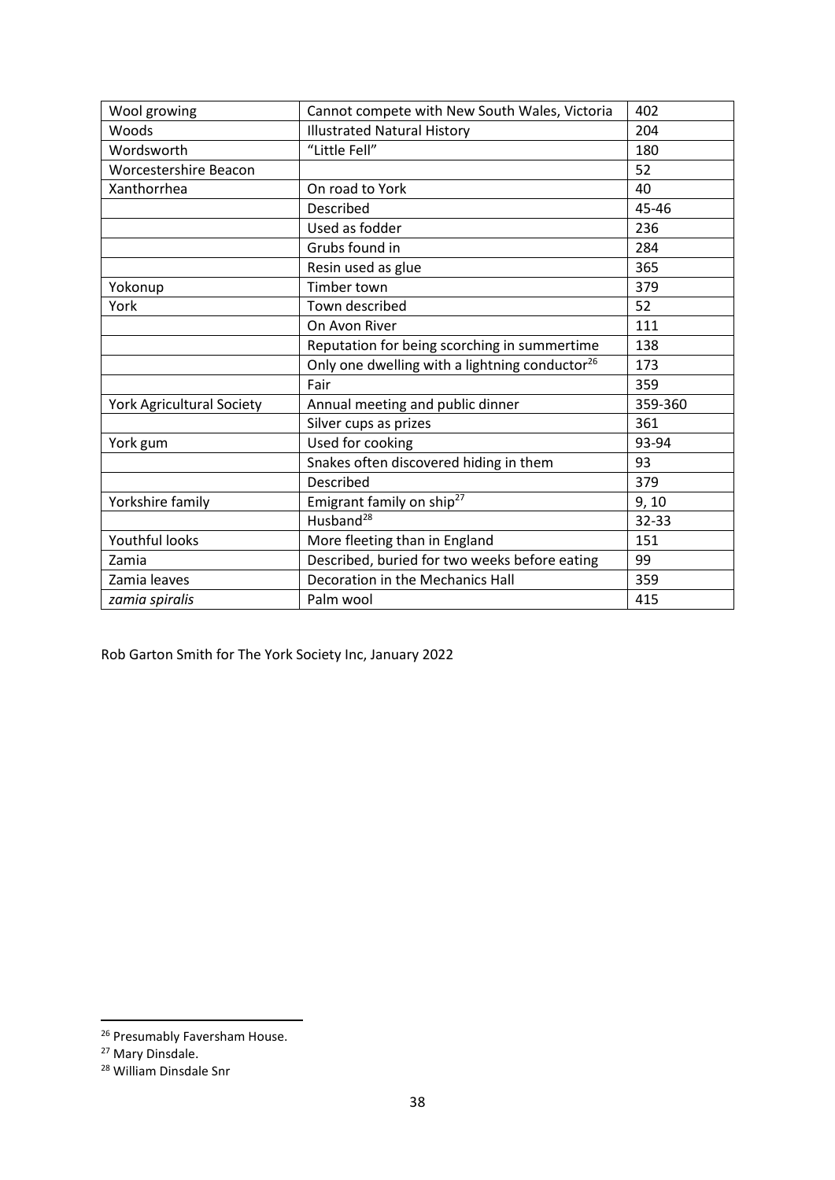| | | |
|---|---|---|
| Wool growing | Cannot compete with New South Wales, Victoria | 402 |
| Woods | Illustrated Natural History | 204 |
| Wordsworth | "Little Fell" | 180 |
| Worcestershire Beacon | | 52 |
| Xanthorrhea | On road to York | 40 |
| | Described | 45-46 |
| | Used as fodder | 236 |
| | Grubs found in | 284 |
| | Resin used as glue | 365 |
| Yokonup | Timber town | 379 |
| York | Town described | 52 |
| | On Avon River | 111 |
| | Reputation for being scorching in summertime | 138 |
| | Only one dwelling with a lightning conductor[26] | 173 |
| | Fair | 359 |
| York Agricultural Society | Annual meeting and public dinner | 359-360 |
| | Silver cups as prizes | 361 |
| York gum | Used for cooking | 93-94 |
| | Snakes often discovered hiding in them | 93 |
| | Described | 379 |
| Yorkshire family | Emigrant family on ship[27] | 9, 10 |
| | Husband[28] | 32-33 |
| Youthful looks | More fleeting than in England | 151 |
| Zamia | Described, buried for two weeks before eating | 99 |
| Zamia leaves | Decoration in the Mechanics Hall | 359 |
| *zamia spiralis* | Palm wool | 415 |

Rob Garton Smith for The York Society Inc, January 2022

[26] Presumably Faversham House.

[27] Mary Dinsdale.

[28] William Dinsdale Snr